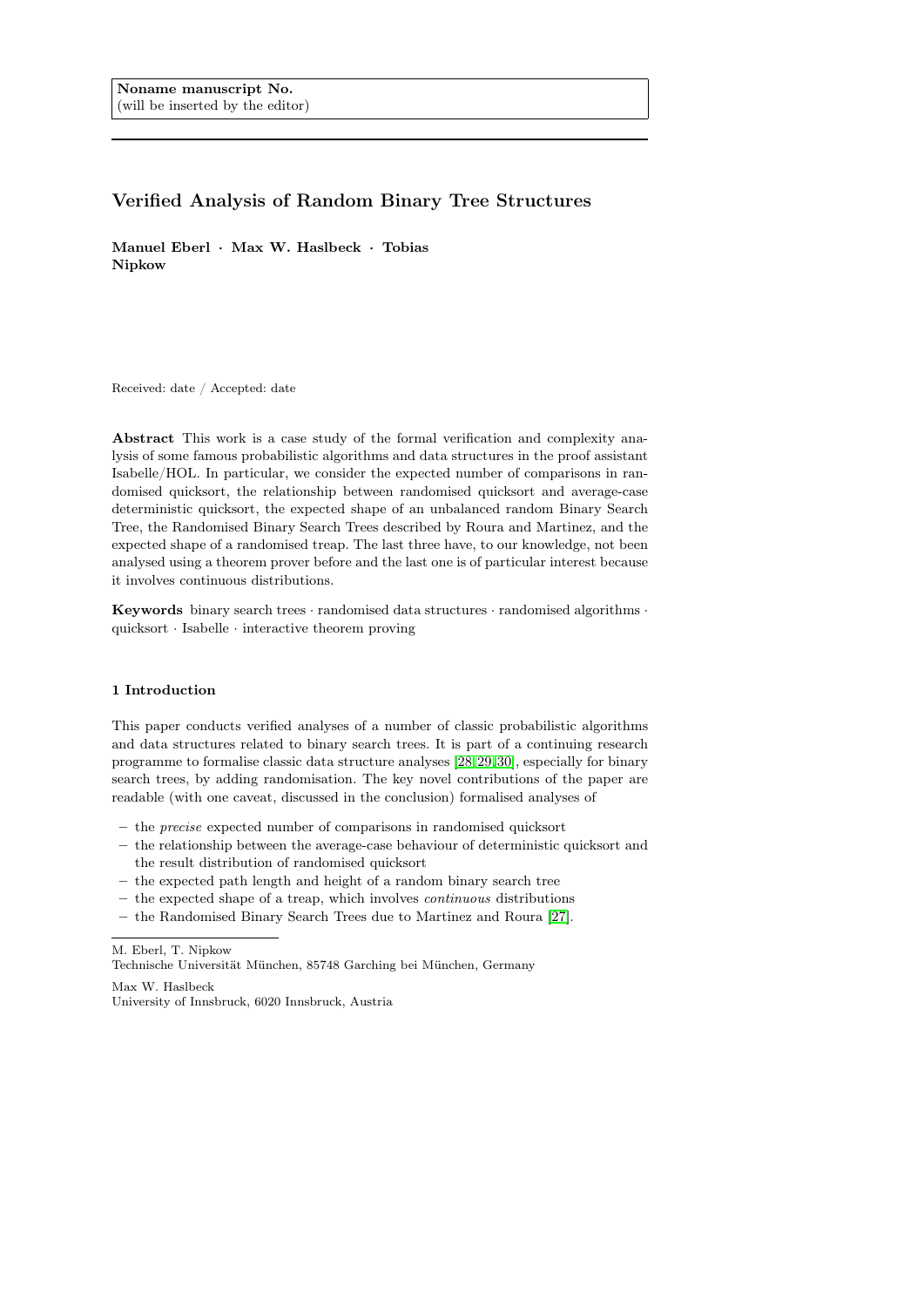Noname manuscript No.
(will be inserted by the editor)

# Verified Analysis of Random Binary Tree Structures

**Manuel Eberl · Max W. Haslbeck · Tobias Nipkow**

Received: date / Accepted: date

**Abstract** This work is a case study of the formal verification and complexity analysis of some famous probabilistic algorithms and data structures in the proof assistant Isabelle/HOL. In particular, we consider the expected number of comparisons in randomised quicksort, the relationship between randomised quicksort and average-case deterministic quicksort, the expected shape of an unbalanced random Binary Search Tree, the Randomised Binary Search Trees described by Roura and Martinez, and the expected shape of a randomised treap. The last three have, to our knowledge, not been analysed using a theorem prover before and the last one is of particular interest because it involves continuous distributions.

**Keywords** binary search trees · randomised data structures · randomised algorithms · quicksort · Isabelle · interactive theorem proving

## 1 Introduction

This paper conducts verified analyses of a number of classic probabilistic algorithms and data structures related to binary search trees. It is part of a continuing research programme to formalise classic data structure analyses [28,29,30], especially for binary search trees, by adding randomisation. The key novel contributions of the paper are readable (with one caveat, discussed in the conclusion) formalised analyses of

- the *precise* expected number of comparisons in randomised quicksort
- the relationship between the average-case behaviour of deterministic quicksort and the result distribution of randomised quicksort
- the expected path length and height of a random binary search tree
- the expected shape of a treap, which involves *continuous* distributions
- the Randomised Binary Search Trees due to Martinez and Roura [27].

M. Eberl, T. Nipkow
Technische Universität München, 85748 Garching bei München, Germany

Max W. Haslbeck
University of Innsbruck, 6020 Innsbruck, Austria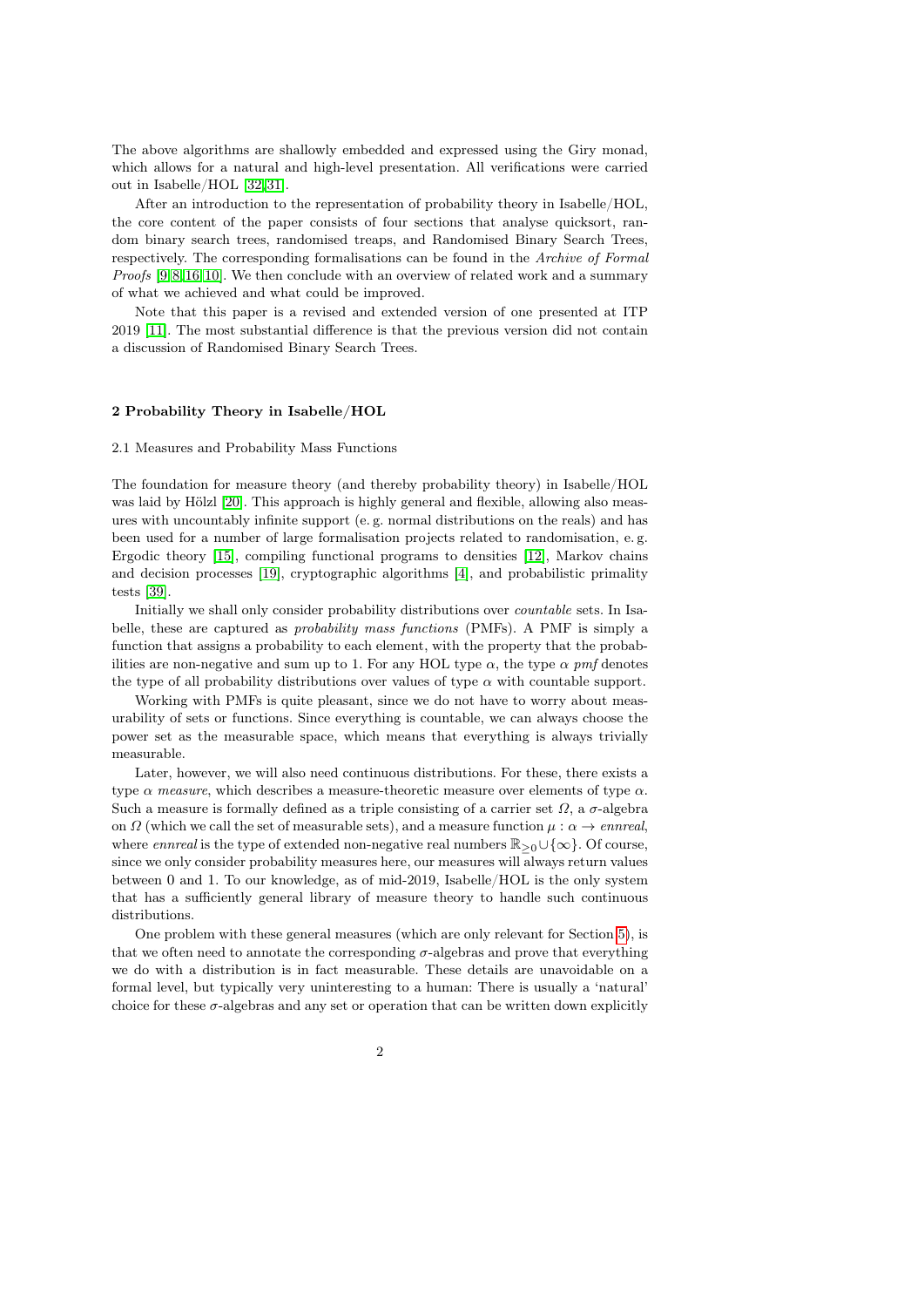The above algorithms are shallowly embedded and expressed using the Giry monad, which allows for a natural and high-level presentation. All verifications were carried out in Isabelle/HOL [32,31].

After an introduction to the representation of probability theory in Isabelle/HOL, the core content of the paper consists of four sections that analyse quicksort, random binary search trees, randomised treaps, and Randomised Binary Search Trees, respectively. The corresponding formalisations can be found in the *Archive of Formal Proofs* [9,8,16,10]. We then conclude with an overview of related work and a summary of what we achieved and what could be improved.

Note that this paper is a revised and extended version of one presented at ITP 2019 [11]. The most substantial difference is that the previous version did not contain a discussion of Randomised Binary Search Trees.

## 2 Probability Theory in Isabelle/HOL

### 2.1 Measures and Probability Mass Functions

The foundation for measure theory (and thereby probability theory) in Isabelle/HOL was laid by Hölzl [20]. This approach is highly general and flexible, allowing also measures with uncountably infinite support (e. g. normal distributions on the reals) and has been used for a number of large formalisation projects related to randomisation, e. g. Ergodic theory [15], compiling functional programs to densities [12], Markov chains and decision processes [19], cryptographic algorithms [4], and probabilistic primality tests [39].

Initially we shall only consider probability distributions over *countable* sets. In Isabelle, these are captured as *probability mass functions* (PMFs). A PMF is simply a function that assigns a probability to each element, with the property that the probabilities are non-negative and sum up to 1. For any HOL type $\alpha$, the type $\alpha$ *pmf* denotes the type of all probability distributions over values of type $\alpha$ with countable support.

Working with PMFs is quite pleasant, since we do not have to worry about measurability of sets or functions. Since everything is countable, we can always choose the power set as the measurable space, which means that everything is always trivially measurable.

Later, however, we will also need continuous distributions. For these, there exists a type $\alpha$ *measure*, which describes a measure-theoretic measure over elements of type $\alpha$. Such a measure is formally defined as a triple consisting of a carrier set $\Omega$, a $\sigma$-algebra on $\Omega$ (which we call the set of measurable sets), and a measure function $\mu : \alpha \to$ *ennreal*, where *ennreal* is the type of extended non-negative real numbers $\mathbb{R}_{\geq 0} \cup \{\infty\}$. Of course, since we only consider probability measures here, our measures will always return values between 0 and 1. To our knowledge, as of mid-2019, Isabelle/HOL is the only system that has a sufficiently general library of measure theory to handle such continuous distributions.

One problem with these general measures (which are only relevant for Section 5), is that we often need to annotate the corresponding $\sigma$-algebras and prove that everything we do with a distribution is in fact measurable. These details are unavoidable on a formal level, but typically very uninteresting to a human: There is usually a 'natural' choice for these $\sigma$-algebras and any set or operation that can be written down explicitly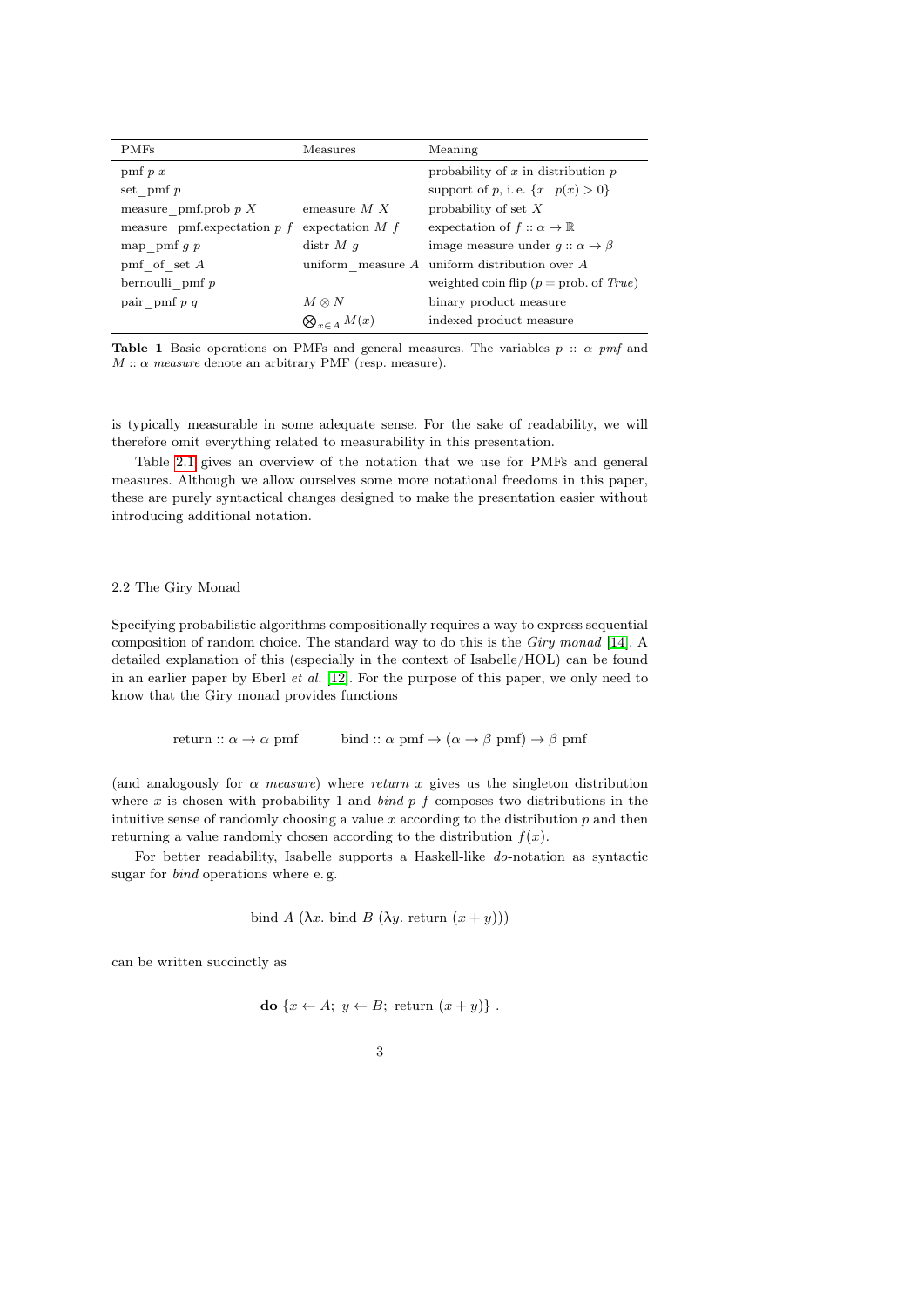| PMFs | Measures | Meaning |
|---|---|---|
| pmf $p$ $x$ | | probability of $x$ in distribution $p$ |
| set_pmf $p$ | | support of $p$, i. e. $\{x \mid p(x) > 0\}$ |
| measure_pmf.prob $p$ $X$ | emeasure $M$ $X$ | probability of set $X$ |
| measure_pmf.expectation $p$ $f$ | expectation $M$ $f$ | expectation of $f :: \alpha \to \mathbb{R}$ |
| map_pmf $g$ $p$ | distr $M$ $g$ | image measure under $g :: \alpha \to \beta$ |
| pmf_of_set $A$ | uniform_measure $A$ | uniform distribution over $A$ |
| bernoulli_pmf $p$ | | weighted coin flip ($p$ = prob. of *True*) |
| pair_pmf $p$ $q$ | $M \otimes N$ | binary product measure |
| | $\bigotimes_{x \in A} M(x)$ | indexed product measure |

**Table 1** Basic operations on PMFs and general measures. The variables $p$ :: $\alpha$ *pmf* and $M$ :: $\alpha$ *measure* denote an arbitrary PMF (resp. measure).

is typically measurable in some adequate sense. For the sake of readability, we will therefore omit everything related to measurability in this presentation.

Table 2.1 gives an overview of the notation that we use for PMFs and general measures. Although we allow ourselves some more notational freedoms in this paper, these are purely syntactical changes designed to make the presentation easier without introducing additional notation.

## 2.2 The Giry Monad

Specifying probabilistic algorithms compositionally requires a way to express sequential composition of random choice. The standard way to do this is the *Giry monad* [14]. A detailed explanation of this (especially in the context of Isabelle/HOL) can be found in an earlier paper by Eberl *et al.* [12]. For the purpose of this paper, we only need to know that the Giry monad provides functions

$$\text{return} :: \alpha \to \alpha \text{ pmf} \qquad \text{bind} :: \alpha \text{ pmf} \to (\alpha \to \beta \text{ pmf}) \to \beta \text{ pmf}$$

(and analogously for $\alpha$ *measure*) where *return* $x$ gives us the singleton distribution where $x$ is chosen with probability 1 and *bind* $p$ $f$ composes two distributions in the intuitive sense of randomly choosing a value $x$ according to the distribution $p$ and then returning a value randomly chosen according to the distribution $f(x)$.

For better readability, Isabelle supports a Haskell-like *do*-notation as syntactic sugar for *bind* operations where e. g.

$$\text{bind } A \ (\lambda x. \text{ bind } B \ (\lambda y. \text{ return } (x + y)))$$

can be written succinctly as

$$\textbf{do } \{x \leftarrow A;\ y \leftarrow B;\ \text{return } (x + y)\} \ .$$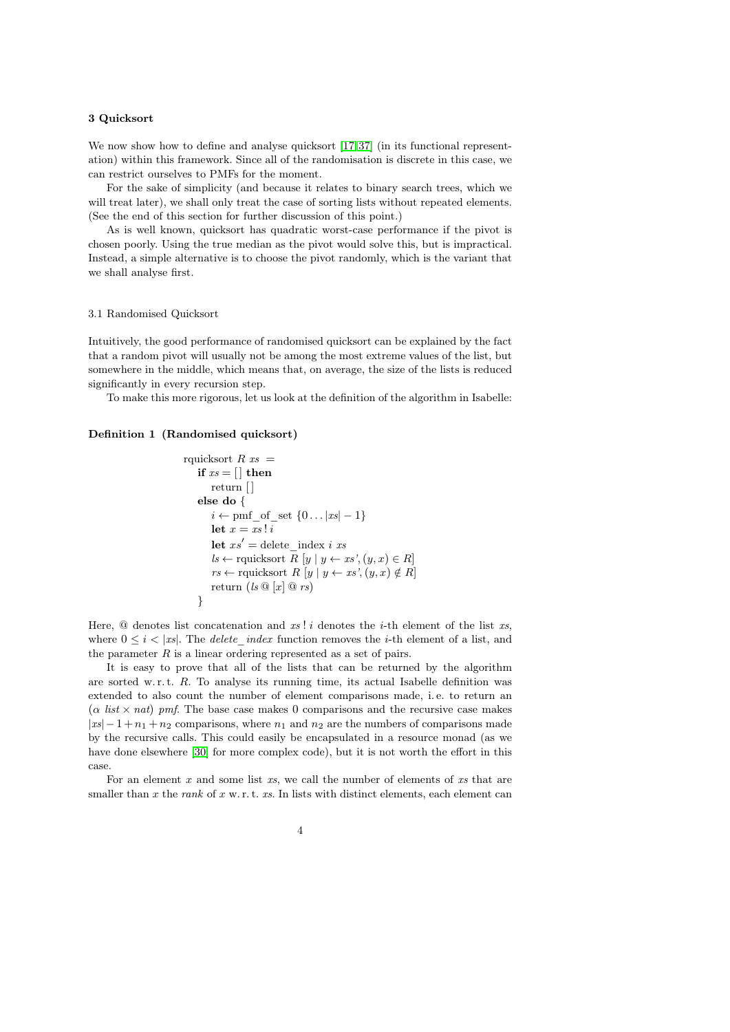## 3 Quicksort

We now show how to define and analyse quicksort [17,37] (in its functional representation) within this framework. Since all of the randomisation is discrete in this case, we can restrict ourselves to PMFs for the moment.

For the sake of simplicity (and because it relates to binary search trees, which we will treat later), we shall only treat the case of sorting lists without repeated elements. (See the end of this section for further discussion of this point.)

As is well known, quicksort has quadratic worst-case performance if the pivot is chosen poorly. Using the true median as the pivot would solve this, but is impractical. Instead, a simple alternative is to choose the pivot randomly, which is the variant that we shall analyse first.

### 3.1 Randomised Quicksort

Intuitively, the good performance of randomised quicksort can be explained by the fact that a random pivot will usually not be among the most extreme values of the list, but somewhere in the middle, which means that, on average, the size of the lists is reduced significantly in every recursion step.

To make this more rigorous, let us look at the definition of the algorithm in Isabelle:

**Definition 1 (Randomised quicksort)**

```
rquicksort R xs =
  if xs = [] then
    return []
  else do {
    i ← pmf_of_set {0 ... |xs| − 1}
    let x = xs ! i
    let xs' = delete_index i xs
    ls ← rquicksort R [y | y ← xs', (y, x) ∈ R]
    rs ← rquicksort R [y | y ← xs', (y, x) ∉ R]
    return (ls @ [x] @ rs)
  }
```

Here, @ denotes list concatenation and $xs\,!\,i$ denotes the $i$-th element of the list $xs$, where $0 \leq i < |xs|$. The *delete_index* function removes the $i$-th element of a list, and the parameter $R$ is a linear ordering represented as a set of pairs.

It is easy to prove that all of the lists that can be returned by the algorithm are sorted w. r. t. $R$. To analyse its running time, its actual Isabelle definition was extended to also count the number of element comparisons made, i. e. to return an $(\alpha\ list \times nat)\ pmf$. The base case makes 0 comparisons and the recursive case makes $|xs| - 1 + n_1 + n_2$ comparisons, where $n_1$ and $n_2$ are the numbers of comparisons made by the recursive calls. This could easily be encapsulated in a resource monad (as we have done elsewhere [30] for more complex code), but it is not worth the effort in this case.

For an element $x$ and some list $xs$, we call the number of elements of $xs$ that are smaller than $x$ the *rank* of $x$ w. r. t. $xs$. In lists with distinct elements, each element can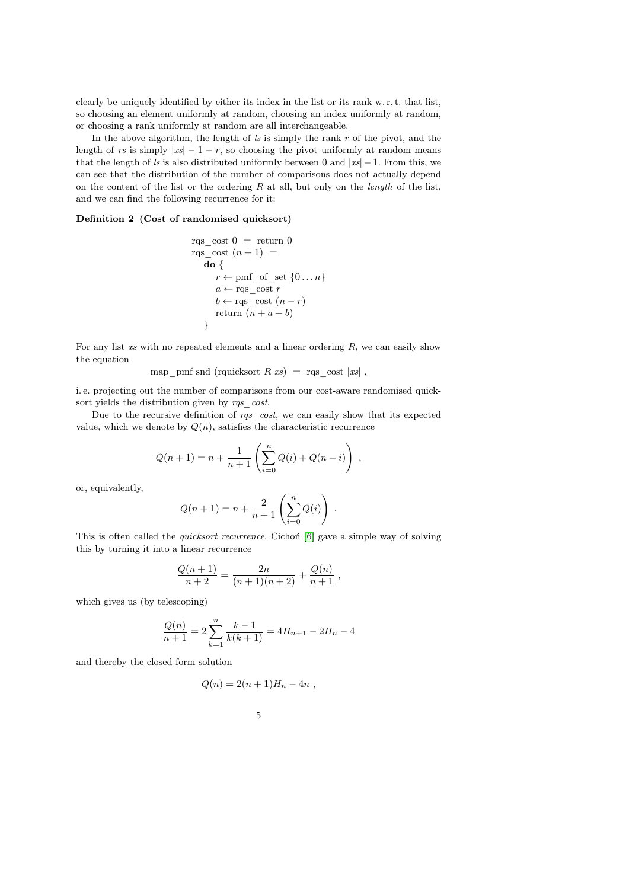clearly be uniquely identified by either its index in the list or its rank w. r. t. that list, so choosing an element uniformly at random, choosing an index uniformly at random, or choosing a rank uniformly at random are all interchangeable.

In the above algorithm, the length of *ls* is simply the rank $r$ of the pivot, and the length of *rs* is simply $|xs| - 1 - r$, so choosing the pivot uniformly at random means that the length of *ls* is also distributed uniformly between 0 and $|xs| - 1$. From this, we can see that the distribution of the number of comparisons does not actually depend on the content of the list or the ordering $R$ at all, but only on the *length* of the list, and we can find the following recurrence for it:

**Definition 2 (Cost of randomised quicksort)**

$$
\begin{aligned}
&\text{rqs\_cost } 0 \;=\; \text{return } 0 \\
&\text{rqs\_cost } (n+1) \;=\; \\
&\quad \textbf{do } \{ \\
&\qquad r \leftarrow \text{pmf\_of\_set } \{0 \ldots n\} \\
&\qquad a \leftarrow \text{rqs\_cost } r \\
&\qquad b \leftarrow \text{rqs\_cost } (n - r) \\
&\qquad \text{return } (n + a + b) \\
&\quad \}
\end{aligned}
$$

For any list *xs* with no repeated elements and a linear ordering $R$, we can easily show the equation

$$\text{map\_pmf snd } (\text{rquicksort } R \; xs) \;=\; \text{rqs\_cost } |xs| \; ,$$

i. e. projecting out the number of comparisons from our cost-aware randomised quicksort yields the distribution given by *rqs_cost*.

Due to the recursive definition of *rqs_cost*, we can easily show that its expected value, which we denote by $Q(n)$, satisfies the characteristic recurrence

$$Q(n+1) = n + \frac{1}{n+1}\left(\sum_{i=0}^{n} Q(i) + Q(n-i)\right) \; ,$$

or, equivalently,

$$Q(n+1) = n + \frac{2}{n+1}\left(\sum_{i=0}^{n} Q(i)\right) \; .$$

This is often called the *quicksort recurrence*. Cichoń [6] gave a simple way of solving this by turning it into a linear recurrence

$$\frac{Q(n+1)}{n+2} = \frac{2n}{(n+1)(n+2)} + \frac{Q(n)}{n+1} \; ,$$

which gives us (by telescoping)

$$\frac{Q(n)}{n+1} = 2\sum_{k=1}^{n} \frac{k-1}{k(k+1)} = 4H_{n+1} - 2H_n - 4$$

and thereby the closed-form solution

$$Q(n) = 2(n+1)H_n - 4n \; ,$$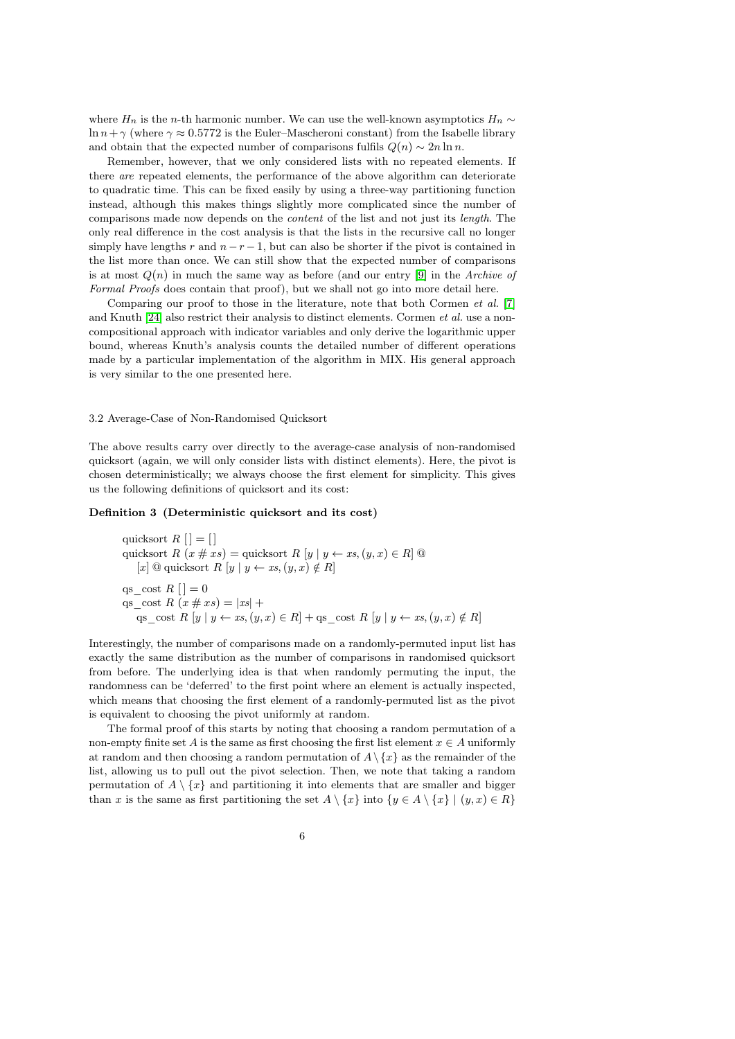where $H_n$ is the $n$-th harmonic number. We can use the well-known asymptotics $H_n \sim \ln n + \gamma$ (where $\gamma \approx 0.5772$ is the Euler–Mascheroni constant) from the Isabelle library and obtain that the expected number of comparisons fulfils $Q(n) \sim 2n \ln n$.

Remember, however, that we only considered lists with no repeated elements. If there *are* repeated elements, the performance of the above algorithm can deteriorate to quadratic time. This can be fixed easily by using a three-way partitioning function instead, although this makes things slightly more complicated since the number of comparisons made now depends on the *content* of the list and not just its *length*. The only real difference in the cost analysis is that the lists in the recursive call no longer simply have lengths $r$ and $n - r - 1$, but can also be shorter if the pivot is contained in the list more than once. We can still show that the expected number of comparisons is at most $Q(n)$ in much the same way as before (and our entry [9] in the *Archive of Formal Proofs* does contain that proof), but we shall not go into more detail here.

Comparing our proof to those in the literature, note that both Cormen *et al.* [7] and Knuth [24] also restrict their analysis to distinct elements. Cormen *et al.* use a non-compositional approach with indicator variables and only derive the logarithmic upper bound, whereas Knuth's analysis counts the detailed number of different operations made by a particular implementation of the algorithm in MIX. His general approach is very similar to the one presented here.

### 3.2 Average-Case of Non-Randomised Quicksort

The above results carry over directly to the average-case analysis of non-randomised quicksort (again, we will only consider lists with distinct elements). Here, the pivot is chosen deterministically; we always choose the first element for simplicity. This gives us the following definitions of quicksort and its cost:

**Definition 3 (Deterministic quicksort and its cost)**

$$\text{quicksort } R\ [\,] = [\,]$$
$$\text{quicksort } R\ (x \# xs) = \text{quicksort } R\ [y \mid y \leftarrow xs, (y, x) \in R]\ @\ [x]\ @\ \text{quicksort } R\ [y \mid y \leftarrow xs, (y, x) \notin R]$$

$$\text{qs\_cost } R\ [\,] = 0$$
$$\text{qs\_cost } R\ (x \# xs) = |xs| + \text{qs\_cost } R\ [y \mid y \leftarrow xs, (y, x) \in R] + \text{qs\_cost } R\ [y \mid y \leftarrow xs, (y, x) \notin R]$$

Interestingly, the number of comparisons made on a randomly-permuted input list has exactly the same distribution as the number of comparisons in randomised quicksort from before. The underlying idea is that when randomly permuting the input, the randomness can be 'deferred' to the first point where an element is actually inspected, which means that choosing the first element of a randomly-permuted list as the pivot is equivalent to choosing the pivot uniformly at random.

The formal proof of this starts by noting that choosing a random permutation of a non-empty finite set $A$ is the same as first choosing the first list element $x \in A$ uniformly at random and then choosing a random permutation of $A \setminus \{x\}$ as the remainder of the list, allowing us to pull out the pivot selection. Then, we note that taking a random permutation of $A \setminus \{x\}$ and partitioning it into elements that are smaller and bigger than $x$ is the same as first partitioning the set $A \setminus \{x\}$ into $\{y \in A \setminus \{x\} \mid (y, x) \in R\}$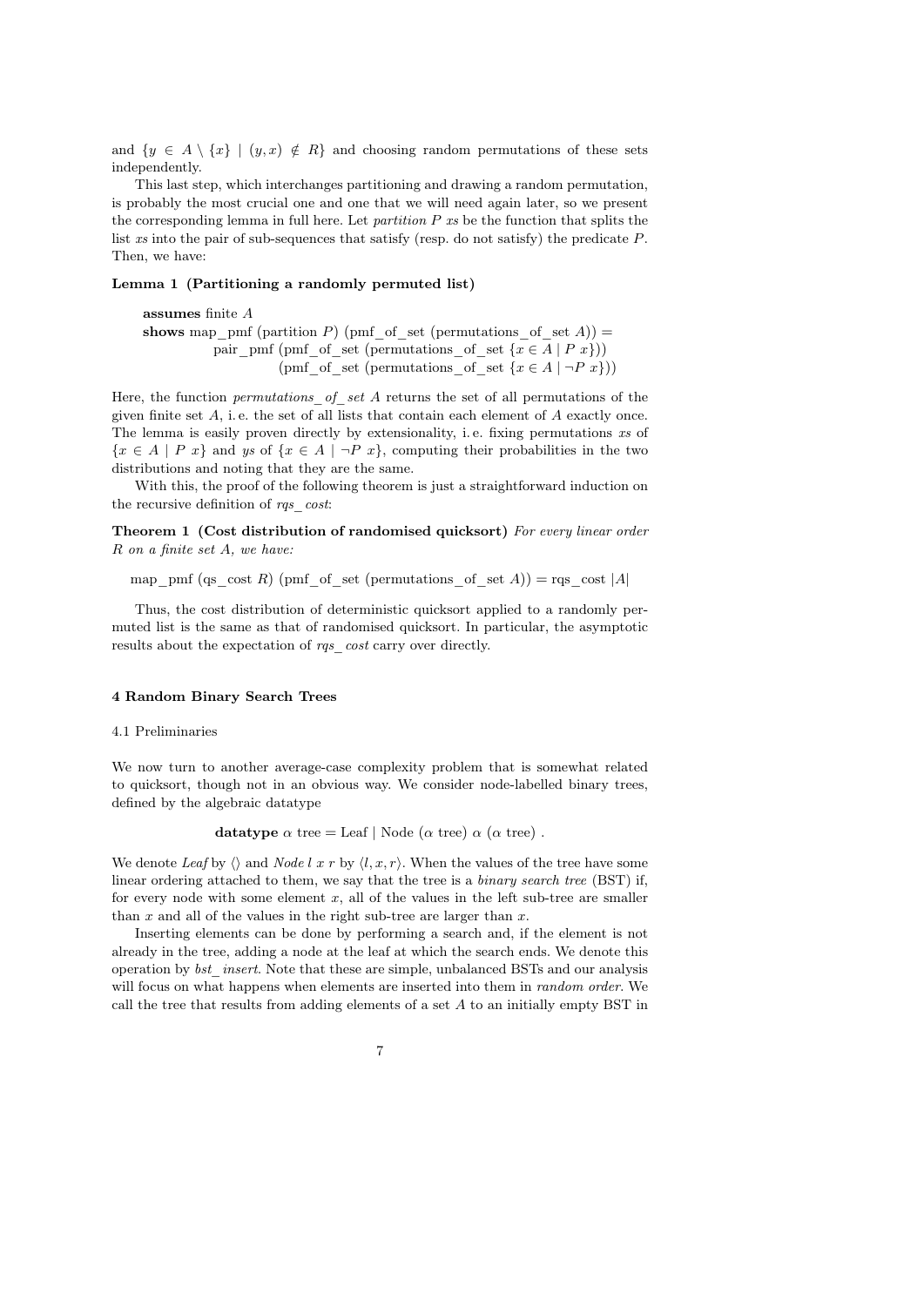and $\{y \in A \setminus \{x\} \mid (y, x) \notin R\}$ and choosing random permutations of these sets independently.

This last step, which interchanges partitioning and drawing a random permutation, is probably the most crucial one and one that we will need again later, so we present the corresponding lemma in full here. Let *partition P xs* be the function that splits the list *xs* into the pair of sub-sequences that satisfy (resp. do not satisfy) the predicate $P$. Then, we have:

**Lemma 1 (Partitioning a randomly permuted list)**

> **assumes** finite $A$
> **shows** map_pmf (partition $P$) (pmf_of_set (permutations_of_set $A$)) =
> pair_pmf (pmf_of_set (permutations_of_set $\{x \in A \mid P\ x\}$))
> (pmf_of_set (permutations_of_set $\{x \in A \mid \neg P\ x\}$))

Here, the function *permutations_of_set A* returns the set of all permutations of the given finite set $A$, i. e. the set of all lists that contain each element of $A$ exactly once. The lemma is easily proven directly by extensionality, i. e. fixing permutations *xs* of $\{x \in A \mid P\ x\}$ and *ys* of $\{x \in A \mid \neg P\ x\}$, computing their probabilities in the two distributions and noting that they are the same.

With this, the proof of the following theorem is just a straightforward induction on the recursive definition of *rqs_cost*:

**Theorem 1 (Cost distribution of randomised quicksort)** *For every linear order $R$ on a finite set $A$, we have:*

$$\text{map\_pmf (qs\_cost } R\text{) (pmf\_of\_set (permutations\_of\_set } A\text{))} = \text{rqs\_cost } |A|$$

Thus, the cost distribution of deterministic quicksort applied to a randomly permuted list is the same as that of randomised quicksort. In particular, the asymptotic results about the expectation of *rqs_cost* carry over directly.

## 4 Random Binary Search Trees

### 4.1 Preliminaries

We now turn to another average-case complexity problem that is somewhat related to quicksort, though not in an obvious way. We consider node-labelled binary trees, defined by the algebraic datatype

$$\textbf{datatype}\ \alpha\ \text{tree} = \text{Leaf} \mid \text{Node}\ (\alpha\ \text{tree})\ \alpha\ (\alpha\ \text{tree})\ .$$

We denote *Leaf* by $\langle\rangle$ and *Node l x r* by $\langle l, x, r\rangle$. When the values of the tree have some linear ordering attached to them, we say that the tree is a *binary search tree* (BST) if, for every node with some element $x$, all of the values in the left sub-tree are smaller than $x$ and all of the values in the right sub-tree are larger than $x$.

Inserting elements can be done by performing a search and, if the element is not already in the tree, adding a node at the leaf at which the search ends. We denote this operation by *bst_insert*. Note that these are simple, unbalanced BSTs and our analysis will focus on what happens when elements are inserted into them in *random order*. We call the tree that results from adding elements of a set $A$ to an initially empty BST in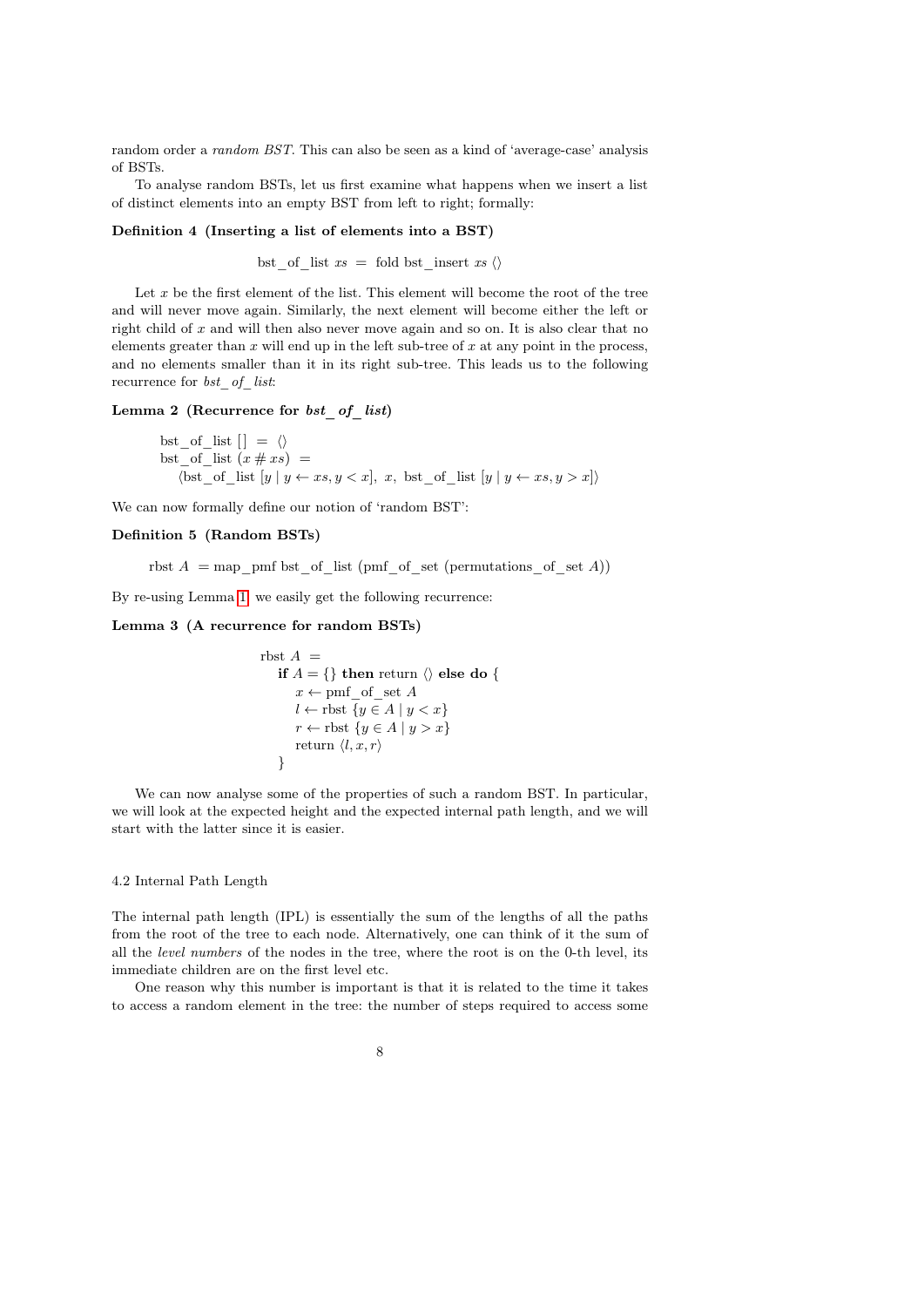random order a *random BST*. This can also be seen as a kind of 'average-case' analysis of BSTs.

To analyse random BSTs, let us first examine what happens when we insert a list of distinct elements into an empty BST from left to right; formally:

**Definition 4 (Inserting a list of elements into a BST)**

$$\text{bst\_of\_list } xs \;=\; \text{fold bst\_insert } xs \,\langle\rangle$$

Let $x$ be the first element of the list. This element will become the root of the tree and will never move again. Similarly, the next element will become either the left or right child of $x$ and will then also never move again and so on. It is also clear that no elements greater than $x$ will end up in the left sub-tree of $x$ at any point in the process, and no elements smaller than it in its right sub-tree. This leads us to the following recurrence for *bst_of_list*:

**Lemma 2 (Recurrence for *bst_of_list*)**

$$\begin{aligned}
&\text{bst\_of\_list } [\,] \;=\; \langle\rangle \\
&\text{bst\_of\_list } (x \,\#\, xs) \;= \\
&\quad \langle \text{bst\_of\_list } [y \mid y \leftarrow xs, y < x],\; x,\; \text{bst\_of\_list } [y \mid y \leftarrow xs, y > x] \rangle
\end{aligned}$$

We can now formally define our notion of 'random BST':

**Definition 5 (Random BSTs)**

$$\text{rbst } A \;= \text{map\_pmf bst\_of\_list (pmf\_of\_set (permutations\_of\_set } A))$$

By re-using Lemma 1, we easily get the following recurrence:

**Lemma 3 (A recurrence for random BSTs)**

$$\begin{aligned}
&\text{rbst } A \;= \\
&\quad \textbf{if } A = \{\} \textbf{ then } \text{return } \langle\rangle \textbf{ else do } \{ \\
&\qquad x \leftarrow \text{pmf\_of\_set } A \\
&\qquad l \leftarrow \text{rbst } \{y \in A \mid y < x\} \\
&\qquad r \leftarrow \text{rbst } \{y \in A \mid y > x\} \\
&\qquad \text{return } \langle l, x, r \rangle \\
&\quad \}
\end{aligned}$$

We can now analyse some of the properties of such a random BST. In particular, we will look at the expected height and the expected internal path length, and we will start with the latter since it is easier.

### 4.2 Internal Path Length

The internal path length (IPL) is essentially the sum of the lengths of all the paths from the root of the tree to each node. Alternatively, one can think of it the sum of all the *level numbers* of the nodes in the tree, where the root is on the 0-th level, its immediate children are on the first level etc.

One reason why this number is important is that it is related to the time it takes to access a random element in the tree: the number of steps required to access some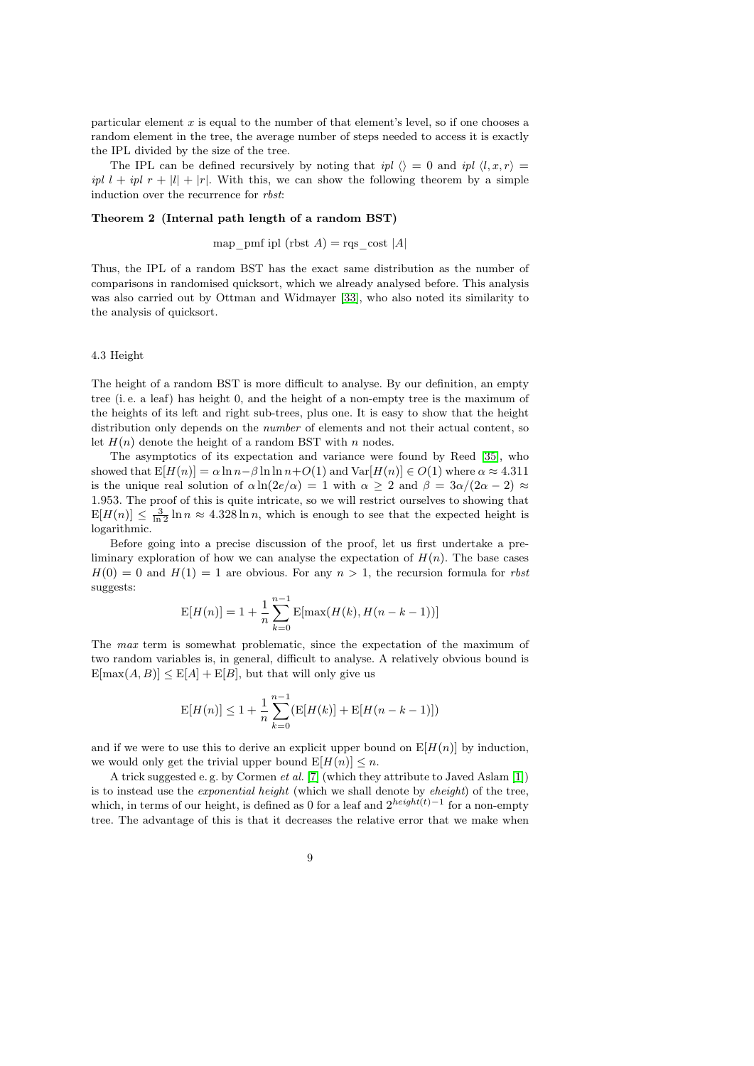particular element $x$ is equal to the number of that element's level, so if one chooses a random element in the tree, the average number of steps needed to access it is exactly the IPL divided by the size of the tree.

The IPL can be defined recursively by noting that $ipl\ \langle\rangle = 0$ and $ipl\ \langle l, x, r\rangle = ipl\ l + ipl\ r + |l| + |r|$. With this, we can show the following theorem by a simple induction over the recurrence for *rbst*:

**Theorem 2 (Internal path length of a random BST)**

$$\text{map\_pmf ipl (rbst } A) = \text{rqs\_cost } |A|$$

Thus, the IPL of a random BST has the exact same distribution as the number of comparisons in randomised quicksort, which we already analysed before. This analysis was also carried out by Ottman and Widmayer [33], who also noted its similarity to the analysis of quicksort.

### 4.3 Height

The height of a random BST is more difficult to analyse. By our definition, an empty tree (i. e. a leaf) has height 0, and the height of a non-empty tree is the maximum of the heights of its left and right sub-trees, plus one. It is easy to show that the height distribution only depends on the *number* of elements and not their actual content, so let $H(n)$ denote the height of a random BST with $n$ nodes.

The asymptotics of its expectation and variance were found by Reed [35], who showed that $\mathrm{E}[H(n)] = \alpha \ln n - \beta \ln \ln n + O(1)$ and $\mathrm{Var}[H(n)] \in O(1)$ where $\alpha \approx 4.311$ is the unique real solution of $\alpha \ln(2e/\alpha) = 1$ with $\alpha \geq 2$ and $\beta = 3\alpha/(2\alpha - 2) \approx 1.953$. The proof of this is quite intricate, so we will restrict ourselves to showing that $\mathrm{E}[H(n)] \leq \frac{3}{\ln 2} \ln n \approx 4.328 \ln n$, which is enough to see that the expected height is logarithmic.

Before going into a precise discussion of the proof, let us first undertake a preliminary exploration of how we can analyse the expectation of $H(n)$. The base cases $H(0) = 0$ and $H(1) = 1$ are obvious. For any $n > 1$, the recursion formula for *rbst* suggests:

$$\mathrm{E}[H(n)] = 1 + \frac{1}{n} \sum_{k=0}^{n-1} \mathrm{E}[\max(H(k), H(n-k-1))]$$

The *max* term is somewhat problematic, since the expectation of the maximum of two random variables is, in general, difficult to analyse. A relatively obvious bound is $\mathrm{E}[\max(A, B)] \leq \mathrm{E}[A] + \mathrm{E}[B]$, but that will only give us

$$\mathrm{E}[H(n)] \leq 1 + \frac{1}{n} \sum_{k=0}^{n-1} (\mathrm{E}[H(k)] + \mathrm{E}[H(n-k-1)])$$

and if we were to use this to derive an explicit upper bound on $\mathrm{E}[H(n)]$ by induction, we would only get the trivial upper bound $\mathrm{E}[H(n)] \leq n$.

A trick suggested e. g. by Cormen *et al.* [7] (which they attribute to Javed Aslam [1]) is to instead use the *exponential height* (which we shall denote by *eheight*) of the tree, which, in terms of our height, is defined as 0 for a leaf and $2^{height(t)-1}$ for a non-empty tree. The advantage of this is that it decreases the relative error that we make when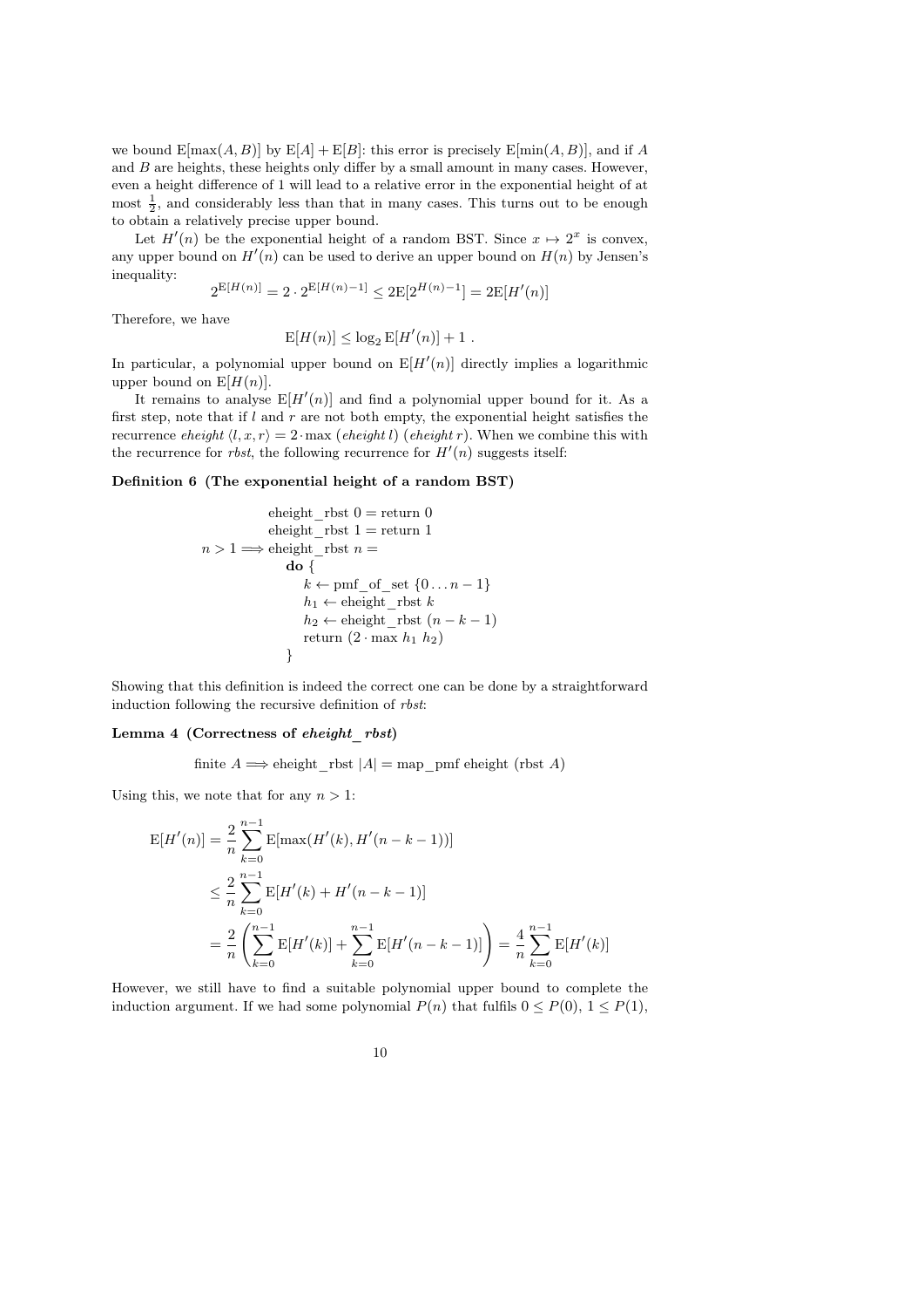we bound $\mathrm{E}[\max(A, B)]$ by $\mathrm{E}[A] + \mathrm{E}[B]$: this error is precisely $\mathrm{E}[\min(A, B)]$, and if $A$ and $B$ are heights, these heights only differ by a small amount in many cases. However, even a height difference of 1 will lead to a relative error in the exponential height of at most $\frac{1}{2}$, and considerably less than that in many cases. This turns out to be enough to obtain a relatively precise upper bound.

Let $H'(n)$ be the exponential height of a random BST. Since $x \mapsto 2^x$ is convex, any upper bound on $H'(n)$ can be used to derive an upper bound on $H(n)$ by Jensen's inequality:

$$2^{\mathrm{E}[H(n)]} = 2 \cdot 2^{\mathrm{E}[H(n)-1]} \le 2\mathrm{E}[2^{H(n)-1}] = 2\mathrm{E}[H'(n)]$$

Therefore, we have

$$\mathrm{E}[H(n)] \le \log_2 \mathrm{E}[H'(n)] + 1 \ .$$

In particular, a polynomial upper bound on $\mathrm{E}[H'(n)]$ directly implies a logarithmic upper bound on $\mathrm{E}[H(n)]$.

It remains to analyse $\mathrm{E}[H'(n)]$ and find a polynomial upper bound for it. As a first step, note that if $l$ and $r$ are not both empty, the exponential height satisfies the recurrence *eheight* $\langle l, x, r\rangle = 2 \cdot \max$ (*eheight* $l$) (*eheight* $r$). When we combine this with the recurrence for *rbst*, the following recurrence for $H'(n)$ suggests itself:

**Definition 6 (The exponential height of a random BST)**

```
            eheight_rbst 0 = return 0
            eheight_rbst 1 = return 1
n > 1 ⟹ eheight_rbst n =
              do {
                  k ← pmf_of_set {0...n − 1}
                  h1 ← eheight_rbst k
                  h2 ← eheight_rbst (n − k − 1)
                  return (2 · max h1 h2)
              }
```

Showing that this definition is indeed the correct one can be done by a straightforward induction following the recursive definition of *rbst*:

**Lemma 4 (Correctness of *eheight_rbst*)**

$$\text{finite } A \Longrightarrow \text{eheight\_rbst } |A| = \text{map\_pmf eheight (rbst } A)$$

Using this, we note that for any $n > 1$:

$$\begin{aligned}
\mathrm{E}[H'(n)] &= \frac{2}{n}\sum_{k=0}^{n-1} \mathrm{E}[\max(H'(k), H'(n-k-1))] \\
&\le \frac{2}{n}\sum_{k=0}^{n-1} \mathrm{E}[H'(k) + H'(n-k-1)] \\
&= \frac{2}{n}\left(\sum_{k=0}^{n-1} \mathrm{E}[H'(k)] + \sum_{k=0}^{n-1} \mathrm{E}[H'(n-k-1)]\right) = \frac{4}{n}\sum_{k=0}^{n-1} \mathrm{E}[H'(k)]
\end{aligned}$$

However, we still have to find a suitable polynomial upper bound to complete the induction argument. If we had some polynomial $P(n)$ that fulfils $0 \le P(0)$, $1 \le P(1)$,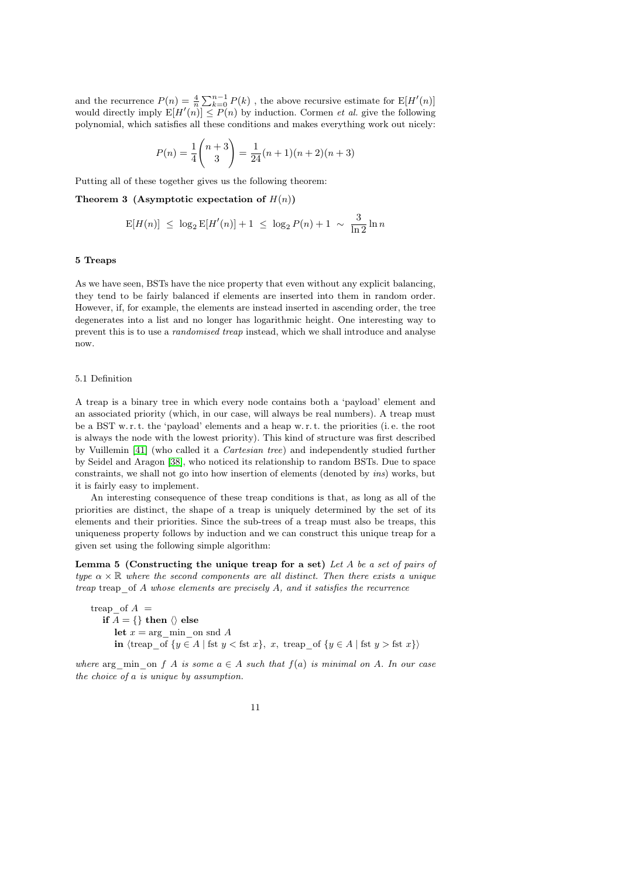and the recurrence $P(n) = \frac{4}{n}\sum_{k=0}^{n-1} P(k)$ , the above recursive estimate for $\mathrm{E}[H'(n)]$ would directly imply $\mathrm{E}[H'(n)] \leq P(n)$ by induction. Cormen *et al.* give the following polynomial, which satisfies all these conditions and makes everything work out nicely:

$$P(n) = \frac{1}{4}\binom{n+3}{3} = \frac{1}{24}(n+1)(n+2)(n+3)$$

Putting all of these together gives us the following theorem:

**Theorem 3 (Asymptotic expectation of $H(n)$)**

$$\mathrm{E}[H(n)] \;\leq\; \log_2 \mathrm{E}[H'(n)] + 1 \;\leq\; \log_2 P(n) + 1 \;\sim\; \frac{3}{\ln 2}\ln n$$

## 5 Treaps

As we have seen, BSTs have the nice property that even without any explicit balancing, they tend to be fairly balanced if elements are inserted into them in random order. However, if, for example, the elements are instead inserted in ascending order, the tree degenerates into a list and no longer has logarithmic height. One interesting way to prevent this is to use a *randomised treap* instead, which we shall introduce and analyse now.

### 5.1 Definition

A treap is a binary tree in which every node contains both a 'payload' element and an associated priority (which, in our case, will always be real numbers). A treap must be a BST w. r. t. the 'payload' elements and a heap w. r. t. the priorities (i. e. the root is always the node with the lowest priority). This kind of structure was first described by Vuillemin [41] (who called it a *Cartesian tree*) and independently studied further by Seidel and Aragon [38], who noticed its relationship to random BSTs. Due to space constraints, we shall not go into how insertion of elements (denoted by *ins*) works, but it is fairly easy to implement.

An interesting consequence of these treap conditions is that, as long as all of the priorities are distinct, the shape of a treap is uniquely determined by the set of its elements and their priorities. Since the sub-trees of a treap must also be treaps, this uniqueness property follows by induction and we can construct this unique treap for a given set using the following simple algorithm:

**Lemma 5 (Constructing the unique treap for a set)** *Let $A$ be a set of pairs of type $\alpha \times \mathbb{R}$ where the second components are all distinct. Then there exists a unique treap* treap_of $A$ *whose elements are precisely $A$, and it satisfies the recurrence*

treap_of $A$ =
  **if** $A = \{\}$ **then** $\langle\rangle$ **else**
    **let** $x$ = arg_min_on snd $A$
    **in** $\langle$treap_of $\{y \in A \mid \text{fst } y < \text{fst } x\}$, $x$, treap_of $\{y \in A \mid \text{fst } y > \text{fst } x\}\rangle$

*where* arg_min_on $f$ $A$ *is some $a \in A$ such that $f(a)$ is minimal on $A$. In our case the choice of $a$ is unique by assumption.*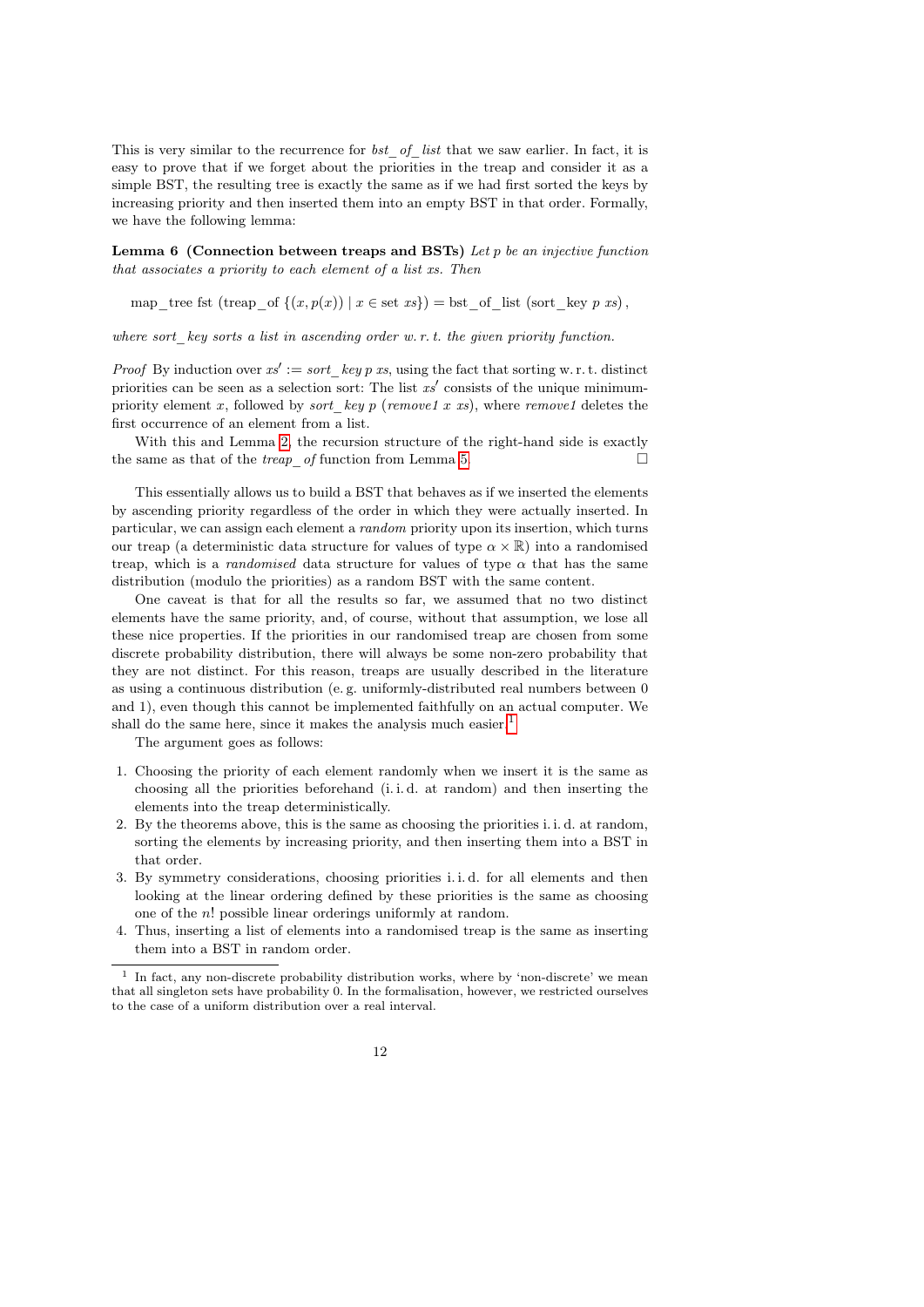This is very similar to the recurrence for *bst_of_list* that we saw earlier. In fact, it is easy to prove that if we forget about the priorities in the treap and consider it as a simple BST, the resulting tree is exactly the same as if we had first sorted the keys by increasing priority and then inserted them into an empty BST in that order. Formally, we have the following lemma:

**Lemma 6 (Connection between treaps and BSTs)** *Let $p$ be an injective function that associates a priority to each element of a list $xs$. Then*

$$\text{map\_tree fst (treap\_of } \{(x, p(x)) \mid x \in \text{set } xs\}) = \text{bst\_of\_list (sort\_key } p\ xs)\,,$$

*where sort_key sorts a list in ascending order w. r. t. the given priority function.*

*Proof* By induction over $xs' := \mathit{sort\_key}\ p\ xs$, using the fact that sorting w. r. t. distinct priorities can be seen as a selection sort: The list $xs'$ consists of the unique minimum-priority element $x$, followed by *sort_key* $p$ (*remove1* $x$ $xs$), where *remove1* deletes the first occurrence of an element from a list.

With this and Lemma 2, the recursion structure of the right-hand side is exactly the same as that of the *treap_of* function from Lemma 5. □

This essentially allows us to build a BST that behaves as if we inserted the elements by ascending priority regardless of the order in which they were actually inserted. In particular, we can assign each element a *random* priority upon its insertion, which turns our treap (a deterministic data structure for values of type $\alpha \times \mathbb{R}$) into a randomised treap, which is a *randomised* data structure for values of type $\alpha$ that has the same distribution (modulo the priorities) as a random BST with the same content.

One caveat is that for all the results so far, we assumed that no two distinct elements have the same priority, and, of course, without that assumption, we lose all these nice properties. If the priorities in our randomised treap are chosen from some discrete probability distribution, there will always be some non-zero probability that they are not distinct. For this reason, treaps are usually described in the literature as using a continuous distribution (e. g. uniformly-distributed real numbers between 0 and 1), even though this cannot be implemented faithfully on an actual computer. We shall do the same here, since it makes the analysis much easier.[1]

The argument goes as follows:

1. Choosing the priority of each element randomly when we insert it is the same as choosing all the priorities beforehand (i. i. d. at random) and then inserting the elements into the treap deterministically.
2. By the theorems above, this is the same as choosing the priorities i. i. d. at random, sorting the elements by increasing priority, and then inserting them into a BST in that order.
3. By symmetry considerations, choosing priorities i. i. d. for all elements and then looking at the linear ordering defined by these priorities is the same as choosing one of the $n!$ possible linear orderings uniformly at random.
4. Thus, inserting a list of elements into a randomised treap is the same as inserting them into a BST in random order.

[1] In fact, any non-discrete probability distribution works, where by 'non-discrete' we mean that all singleton sets have probability 0. In the formalisation, however, we restricted ourselves to the case of a uniform distribution over a real interval.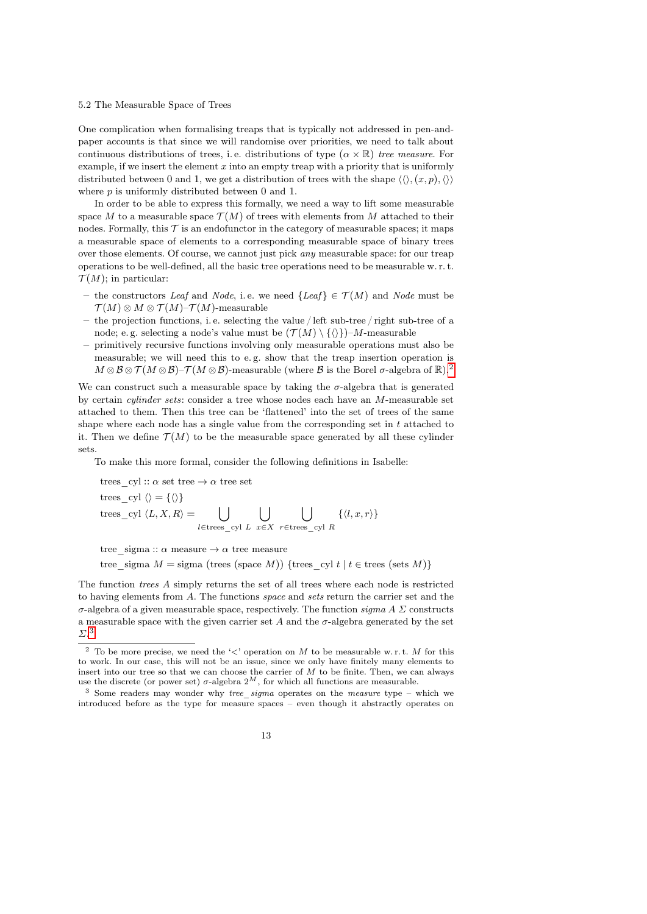5.2 The Measurable Space of Trees

One complication when formalising treaps that is typically not addressed in pen-and-paper accounts is that since we will randomise over priorities, we need to talk about continuous distributions of trees, i. e. distributions of type $(\alpha \times \mathbb{R})$ *tree measure*. For example, if we insert the element $x$ into an empty treap with a priority that is uniformly distributed between 0 and 1, we get a distribution of trees with the shape $\langle\langle\rangle, (x, p), \langle\rangle\rangle$ where $p$ is uniformly distributed between 0 and 1.

In order to be able to express this formally, we need a way to lift some measurable space $M$ to a measurable space $\mathcal{T}(M)$ of trees with elements from $M$ attached to their nodes. Formally, this $\mathcal{T}$ is an endofunctor in the category of measurable spaces; it maps a measurable space of elements to a corresponding measurable space of binary trees over those elements. Of course, we cannot just pick *any* measurable space: for our treap operations to be well-defined, all the basic tree operations need to be measurable w. r. t. $\mathcal{T}(M)$; in particular:

- the constructors *Leaf* and *Node*, i. e. we need $\{Leaf\} \in \mathcal{T}(M)$ and *Node* must be $\mathcal{T}(M) \otimes M \otimes \mathcal{T}(M)$–$\mathcal{T}(M)$-measurable
- the projection functions, i. e. selecting the value / left sub-tree / right sub-tree of a node; e. g. selecting a node's value must be $(\mathcal{T}(M) \setminus \{\langle\rangle\})$–$M$-measurable
- primitively recursive functions involving only measurable operations must also be measurable; we will need this to e. g. show that the treap insertion operation is $M \otimes \mathcal{B} \otimes \mathcal{T}(M \otimes \mathcal{B})$–$\mathcal{T}(M \otimes \mathcal{B})$-measurable (where $\mathcal{B}$ is the Borel $\sigma$-algebra of $\mathbb{R}$).[2]

We can construct such a measurable space by taking the $\sigma$-algebra that is generated by certain *cylinder sets*: consider a tree whose nodes each have an $M$-measurable set attached to them. Then this tree can be 'flattened' into the set of trees of the same shape where each node has a single value from the corresponding set in $t$ attached to it. Then we define $\mathcal{T}(M)$ to be the measurable space generated by all these cylinder sets.

To make this more formal, consider the following definitions in Isabelle:

$$\text{trees\_cyl} :: \alpha \text{ set tree} \rightarrow \alpha \text{ tree set}$$

$$\text{trees\_cyl } \langle\rangle = \{\langle\rangle\}$$

$$\text{trees\_cyl } \langle L, X, R\rangle = \bigcup_{l \in \text{trees\_cyl } L} \; \bigcup_{x \in X} \; \bigcup_{r \in \text{trees\_cyl } R} \{\langle l, x, r\rangle\}$$

$$\text{tree\_sigma} :: \alpha \text{ measure} \rightarrow \alpha \text{ tree measure}$$

$$\text{tree\_sigma } M = \text{sigma } (\text{trees } (\text{space } M)) \; \{\text{trees\_cyl } t \mid t \in \text{trees } (\text{sets } M)\}$$

The function *trees A* simply returns the set of all trees where each node is restricted to having elements from $A$. The functions *space* and *sets* return the carrier set and the $\sigma$-algebra of a given measurable space, respectively. The function *sigma A Σ* constructs a measurable space with the given carrier set $A$ and the $\sigma$-algebra generated by the set $\Sigma$.[3]

---

[2] To be more precise, we need the '<' operation on $M$ to be measurable w. r. t. $M$ for this to work. In our case, this will not be an issue, since we only have finitely many elements to insert into our tree so that we can choose the carrier of $M$ to be finite. Then, we can always use the discrete (or power set) $\sigma$-algebra $2^M$, for which all functions are measurable.

[3] Some readers may wonder why *tree_sigma* operates on the *measure* type – which we introduced before as the type for measure spaces – even though it abstractly operates on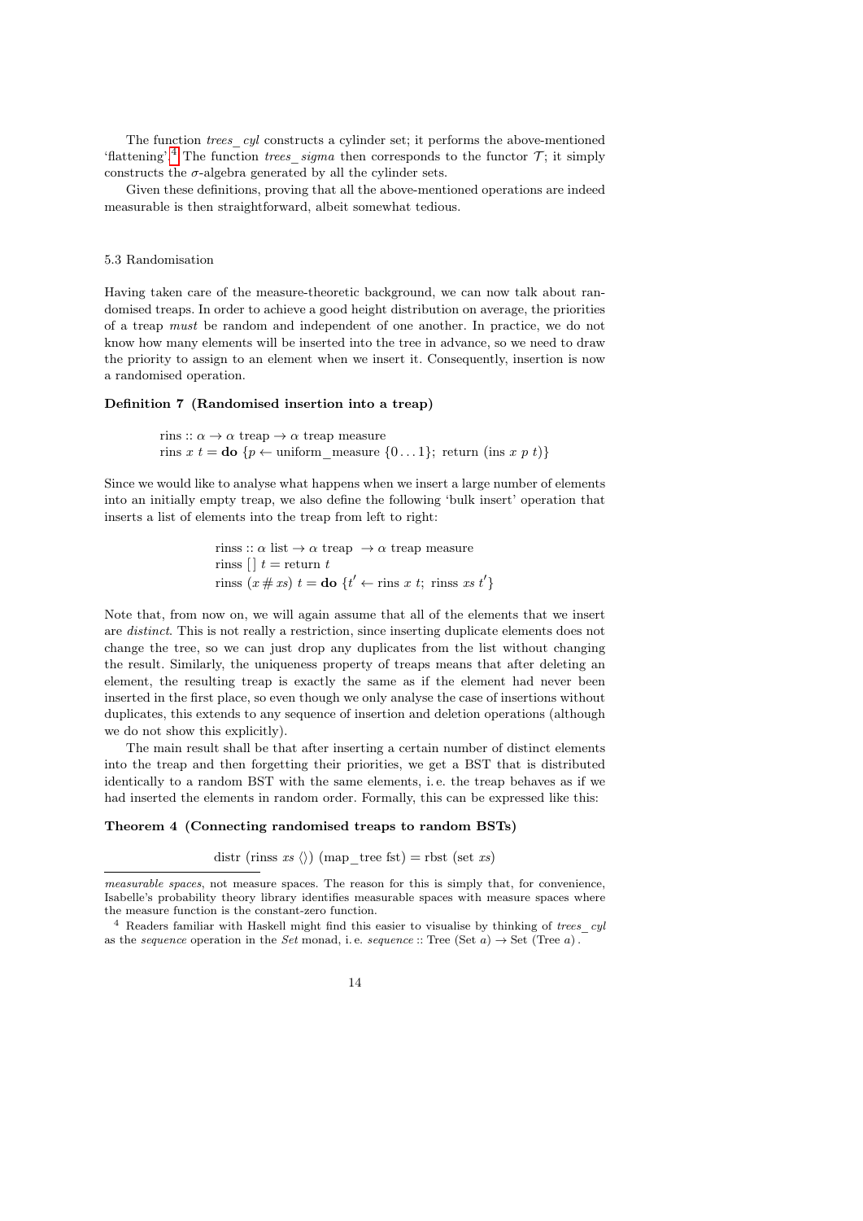The function *trees_ cyl* constructs a cylinder set; it performs the above-mentioned 'flattening'.[4] The function *trees_ sigma* then corresponds to the functor $\mathcal{T}$; it simply constructs the $\sigma$-algebra generated by all the cylinder sets.

Given these definitions, proving that all the above-mentioned operations are indeed measurable is then straightforward, albeit somewhat tedious.

### 5.3 Randomisation

Having taken care of the measure-theoretic background, we can now talk about randomised treaps. In order to achieve a good height distribution on average, the priorities of a treap *must* be random and independent of one another. In practice, we do not know how many elements will be inserted into the tree in advance, so we need to draw the priority to assign to an element when we insert it. Consequently, insertion is now a randomised operation.

**Definition 7 (Randomised insertion into a treap)**

$$\text{rins} :: \alpha \to \alpha \text{ treap} \to \alpha \text{ treap measure}$$
$$\text{rins } x\ t = \textbf{do}\ \{p \leftarrow \text{uniform\_measure}\ \{0 \ldots 1\};\ \text{return}\ (\text{ins}\ x\ p\ t)\}$$

Since we would like to analyse what happens when we insert a large number of elements into an initially empty treap, we also define the following 'bulk insert' operation that inserts a list of elements into the treap from left to right:

$$\text{rinss} :: \alpha \text{ list} \to \alpha \text{ treap} \to \alpha \text{ treap measure}$$
$$\text{rinss}\ []\ t = \text{return}\ t$$
$$\text{rinss}\ (x \# xs)\ t = \textbf{do}\ \{t' \leftarrow \text{rins}\ x\ t;\ \text{rinss}\ xs\ t'\}$$

Note that, from now on, we will again assume that all of the elements that we insert are *distinct*. This is not really a restriction, since inserting duplicate elements does not change the tree, so we can just drop any duplicates from the list without changing the result. Similarly, the uniqueness property of treaps means that after deleting an element, the resulting treap is exactly the same as if the element had never been inserted in the first place, so even though we only analyse the case of insertions without duplicates, this extends to any sequence of insertion and deletion operations (although we do not show this explicitly).

The main result shall be that after inserting a certain number of distinct elements into the treap and then forgetting their priorities, we get a BST that is distributed identically to a random BST with the same elements, i. e. the treap behaves as if we had inserted the elements in random order. Formally, this can be expressed like this:

**Theorem 4 (Connecting randomised treaps to random BSTs)**

$$\text{distr}\ (\text{rinss}\ xs\ \langle\rangle)\ (\text{map\_tree fst}) = \text{rbst}\ (\text{set}\ xs)$$

---

*measurable spaces*, not measure spaces. The reason for this is simply that, for convenience, Isabelle's probability theory library identifies measurable spaces with measure spaces where the measure function is the constant-zero function.

[4] Readers familiar with Haskell might find this easier to visualise by thinking of *trees_ cyl* as the *sequence* operation in the *Set* monad, i. e. *sequence* :: Tree (Set *a*) → Set (Tree *a*).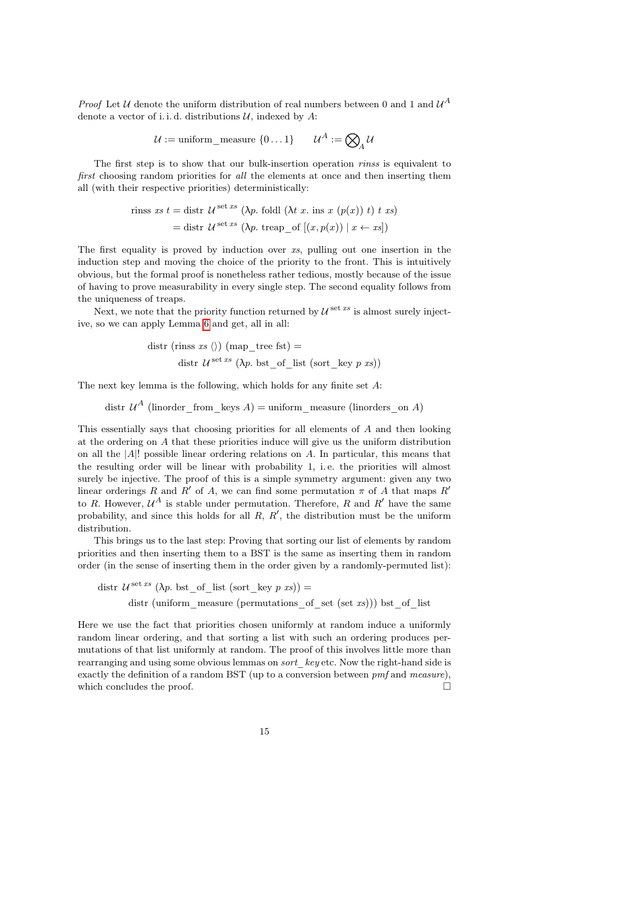*Proof* Let $\mathcal{U}$ denote the uniform distribution of real numbers between 0 and 1 and $\mathcal{U}^A$ denote a vector of i. i. d. distributions $\mathcal{U}$, indexed by $A$:

$$\mathcal{U} := \text{uniform\_measure } \{0 \ldots 1\} \qquad \mathcal{U}^A := \bigotimes\nolimits_A \mathcal{U}$$

The first step is to show that our bulk-insertion operation *rinss* is equivalent to *first* choosing random priorities for *all* the elements at once and then inserting them all (with their respective priorities) deterministically:

$$\begin{aligned}\text{rinss } xs\ t &= \text{distr } \mathcal{U}^{\text{set } xs}\ (\lambda p.\ \text{foldl } (\lambda t\ x.\ \text{ins } x\ (p(x))\ t)\ t\ xs)\\ &= \text{distr } \mathcal{U}^{\text{set } xs}\ (\lambda p.\ \text{treap\_of } [(x, p(x)) \mid x \leftarrow xs])\end{aligned}$$

The first equality is proved by induction over $xs$, pulling out one insertion in the induction step and moving the choice of the priority to the front. This is intuitively obvious, but the formal proof is nonetheless rather tedious, mostly because of the issue of having to prove measurability in every single step. The second equality follows from the uniqueness of treaps.

Next, we note that the priority function returned by $\mathcal{U}^{\text{set } xs}$ is almost surely injective, so we can apply Lemma 6 and get, all in all:

$$\begin{aligned}&\text{distr (rinss } xs\ \langle\rangle)\ (\text{map\_tree fst}) =\\ &\qquad \text{distr } \mathcal{U}^{\text{set } xs}\ (\lambda p.\ \text{bst\_of\_list (sort\_key } p\ xs))\end{aligned}$$

The next key lemma is the following, which holds for any finite set $A$:

$$\text{distr } \mathcal{U}^A\ (\text{linorder\_from\_keys } A) = \text{uniform\_measure (linorders\_on } A)$$

This essentially says that choosing priorities for all elements of $A$ and then looking at the ordering on $A$ that these priorities induce will give us the uniform distribution on all the $|A|!$ possible linear ordering relations on $A$. In particular, this means that the resulting order will be linear with probability 1, i. e. the priorities will almost surely be injective. The proof of this is a simple symmetry argument: given any two linear orderings $R$ and $R'$ of $A$, we can find some permutation $\pi$ of $A$ that maps $R'$ to $R$. However, $\mathcal{U}^A$ is stable under permutation. Therefore, $R$ and $R'$ have the same probability, and since this holds for all $R$, $R'$, the distribution must be the uniform distribution.

This brings us to the last step: Proving that sorting our list of elements by random priorities and then inserting them to a BST is the same as inserting them in random order (in the sense of inserting them in the order given by a randomly-permuted list):

$$\begin{aligned}&\text{distr } \mathcal{U}^{\text{set } xs}\ (\lambda p.\ \text{bst\_of\_list (sort\_key } p\ xs)) =\\ &\qquad \text{distr (uniform\_measure (permutations\_of\_set (set } xs)))\ \text{bst\_of\_list}\end{aligned}$$

Here we use the fact that priorities chosen uniformly at random induce a uniformly random linear ordering, and that sorting a list with such an ordering produces permutations of that list uniformly at random. The proof of this involves little more than rearranging and using some obvious lemmas on *sort_key* etc. Now the right-hand side is exactly the definition of a random BST (up to a conversion between *pmf* and *measure*), which concludes the proof. □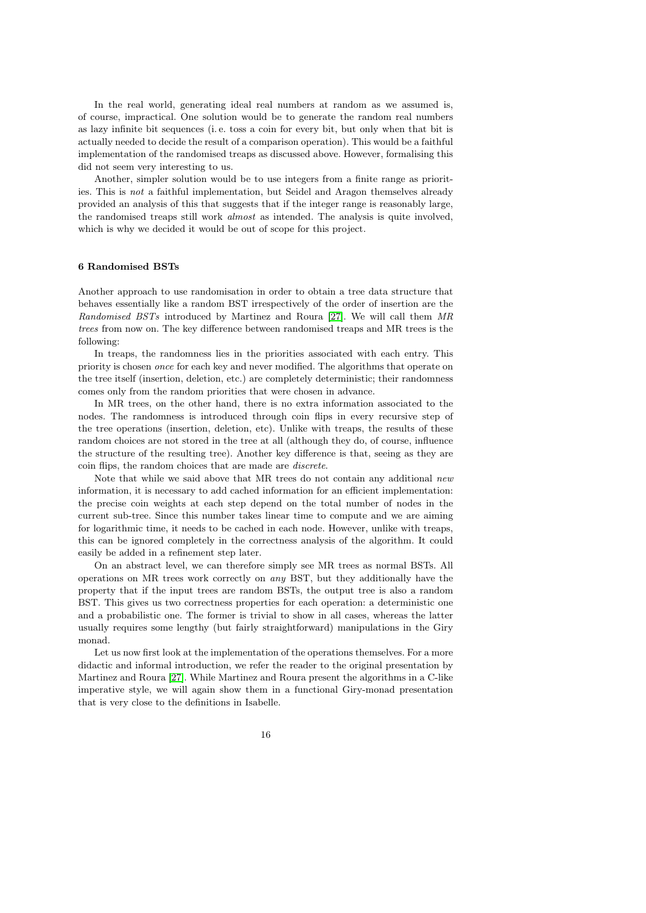In the real world, generating ideal real numbers at random as we assumed is, of course, impractical. One solution would be to generate the random real numbers as lazy infinite bit sequences (i. e. toss a coin for every bit, but only when that bit is actually needed to decide the result of a comparison operation). This would be a faithful implementation of the randomised treaps as discussed above. However, formalising this did not seem very interesting to us.

Another, simpler solution would be to use integers from a finite range as priorities. This is *not* a faithful implementation, but Seidel and Aragon themselves already provided an analysis of this that suggests that if the integer range is reasonably large, the randomised treaps still work *almost* as intended. The analysis is quite involved, which is why we decided it would be out of scope for this project.

## 6 Randomised BSTs

Another approach to use randomisation in order to obtain a tree data structure that behaves essentially like a random BST irrespectively of the order of insertion are the *Randomised BSTs* introduced by Martinez and Roura [27]. We will call them *MR trees* from now on. The key difference between randomised treaps and MR trees is the following:

In treaps, the randomness lies in the priorities associated with each entry. This priority is chosen *once* for each key and never modified. The algorithms that operate on the tree itself (insertion, deletion, etc.) are completely deterministic; their randomness comes only from the random priorities that were chosen in advance.

In MR trees, on the other hand, there is no extra information associated to the nodes. The randomness is introduced through coin flips in every recursive step of the tree operations (insertion, deletion, etc). Unlike with treaps, the results of these random choices are not stored in the tree at all (although they do, of course, influence the structure of the resulting tree). Another key difference is that, seeing as they are coin flips, the random choices that are made are *discrete*.

Note that while we said above that MR trees do not contain any additional *new* information, it is necessary to add cached information for an efficient implementation: the precise coin weights at each step depend on the total number of nodes in the current sub-tree. Since this number takes linear time to compute and we are aiming for logarithmic time, it needs to be cached in each node. However, unlike with treaps, this can be ignored completely in the correctness analysis of the algorithm. It could easily be added in a refinement step later.

On an abstract level, we can therefore simply see MR trees as normal BSTs. All operations on MR trees work correctly on *any* BST, but they additionally have the property that if the input trees are random BSTs, the output tree is also a random BST. This gives us two correctness properties for each operation: a deterministic one and a probabilistic one. The former is trivial to show in all cases, whereas the latter usually requires some lengthy (but fairly straightforward) manipulations in the Giry monad.

Let us now first look at the implementation of the operations themselves. For a more didactic and informal introduction, we refer the reader to the original presentation by Martinez and Roura [27]. While Martinez and Roura present the algorithms in a C-like imperative style, we will again show them in a functional Giry-monad presentation that is very close to the definitions in Isabelle.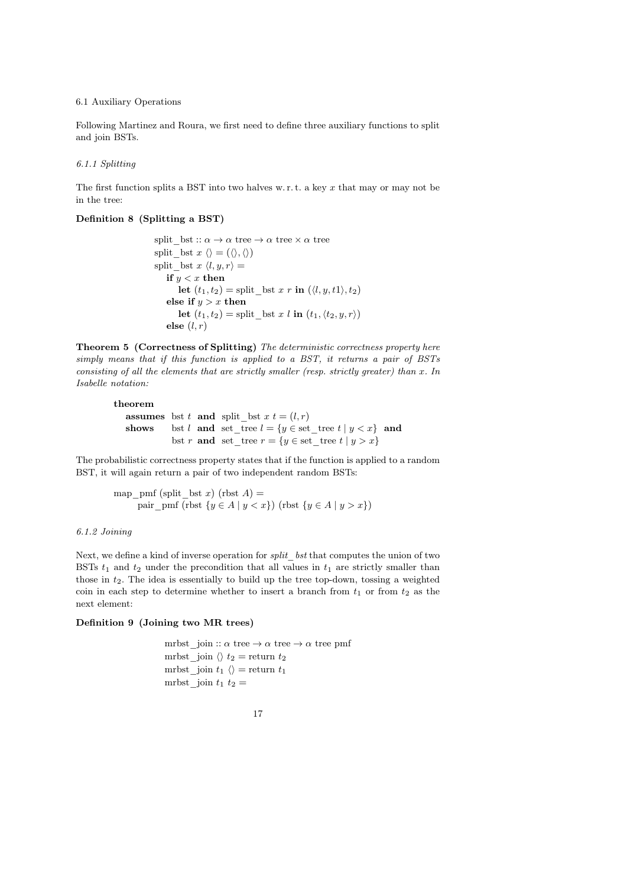### 6.1 Auxiliary Operations

Following Martinez and Roura, we first need to define three auxiliary functions to split and join BSTs.

#### 6.1.1 Splitting

The first function splits a BST into two halves w. r. t. a key $x$ that may or may not be in the tree:

**Definition 8 (Splitting a BST)**

$$
\begin{array}{l}
\text{split\_bst} :: \alpha \to \alpha\ \text{tree} \to \alpha\ \text{tree} \times \alpha\ \text{tree} \\
\text{split\_bst}\ x\ \langle\rangle = (\langle\rangle, \langle\rangle) \\
\text{split\_bst}\ x\ \langle l, y, r\rangle = \\
\quad \textbf{if}\ y < x\ \textbf{then} \\
\quad\quad \textbf{let}\ (t_1, t_2) = \text{split\_bst}\ x\ r\ \textbf{in}\ (\langle l, y, t1\rangle, t_2) \\
\quad \textbf{else if}\ y > x\ \textbf{then} \\
\quad\quad \textbf{let}\ (t_1, t_2) = \text{split\_bst}\ x\ l\ \textbf{in}\ (t_1, \langle t_2, y, r\rangle) \\
\quad \textbf{else}\ (l, r)
\end{array}
$$

**Theorem 5 (Correctness of Splitting)** *The deterministic correctness property here simply means that if this function is applied to a BST, it returns a pair of BSTs consisting of all the elements that are strictly smaller (resp. strictly greater) than x. In Isabelle notation:*

$$
\begin{array}{ll}
\multicolumn{2}{l}{\textbf{theorem}} \\
\quad\textbf{assumes} & \text{bst}\ t\ \ \textbf{and}\ \ \text{split\_bst}\ x\ t = (l, r) \\
\quad\textbf{shows} & \text{bst}\ l\ \ \textbf{and}\ \ \text{set\_tree}\ l = \{y \in \text{set\_tree}\ t \mid y < x\}\ \ \textbf{and} \\
 & \text{bst}\ r\ \ \textbf{and}\ \ \text{set\_tree}\ r = \{y \in \text{set\_tree}\ t \mid y > x\}
\end{array}
$$

The probabilistic correctness property states that if the function is applied to a random BST, it will again return a pair of two independent random BSTs:

$$
\begin{array}{l}
\text{map\_pmf}\ (\text{split\_bst}\ x)\ (\text{rbst}\ A) = \\
\quad\quad \text{pair\_pmf}\ (\text{rbst}\ \{y \in A \mid y < x\})\ (\text{rbst}\ \{y \in A \mid y > x\})
\end{array}
$$

#### 6.1.2 Joining

Next, we define a kind of inverse operation for *split_ bst* that computes the union of two BSTs $t_1$ and $t_2$ under the precondition that all values in $t_1$ are strictly smaller than those in $t_2$. The idea is essentially to build up the tree top-down, tossing a weighted coin in each step to determine whether to insert a branch from $t_1$ or from $t_2$ as the next element:

**Definition 9 (Joining two MR trees)**

$$
\begin{array}{l}
\text{mrbst\_join} :: \alpha\ \text{tree} \to \alpha\ \text{tree} \to \alpha\ \text{tree pmf} \\
\text{mrbst\_join}\ \langle\rangle\ t_2 = \text{return}\ t_2 \\
\text{mrbst\_join}\ t_1\ \langle\rangle = \text{return}\ t_1 \\
\text{mrbst\_join}\ t_1\ t_2 =
\end{array}
$$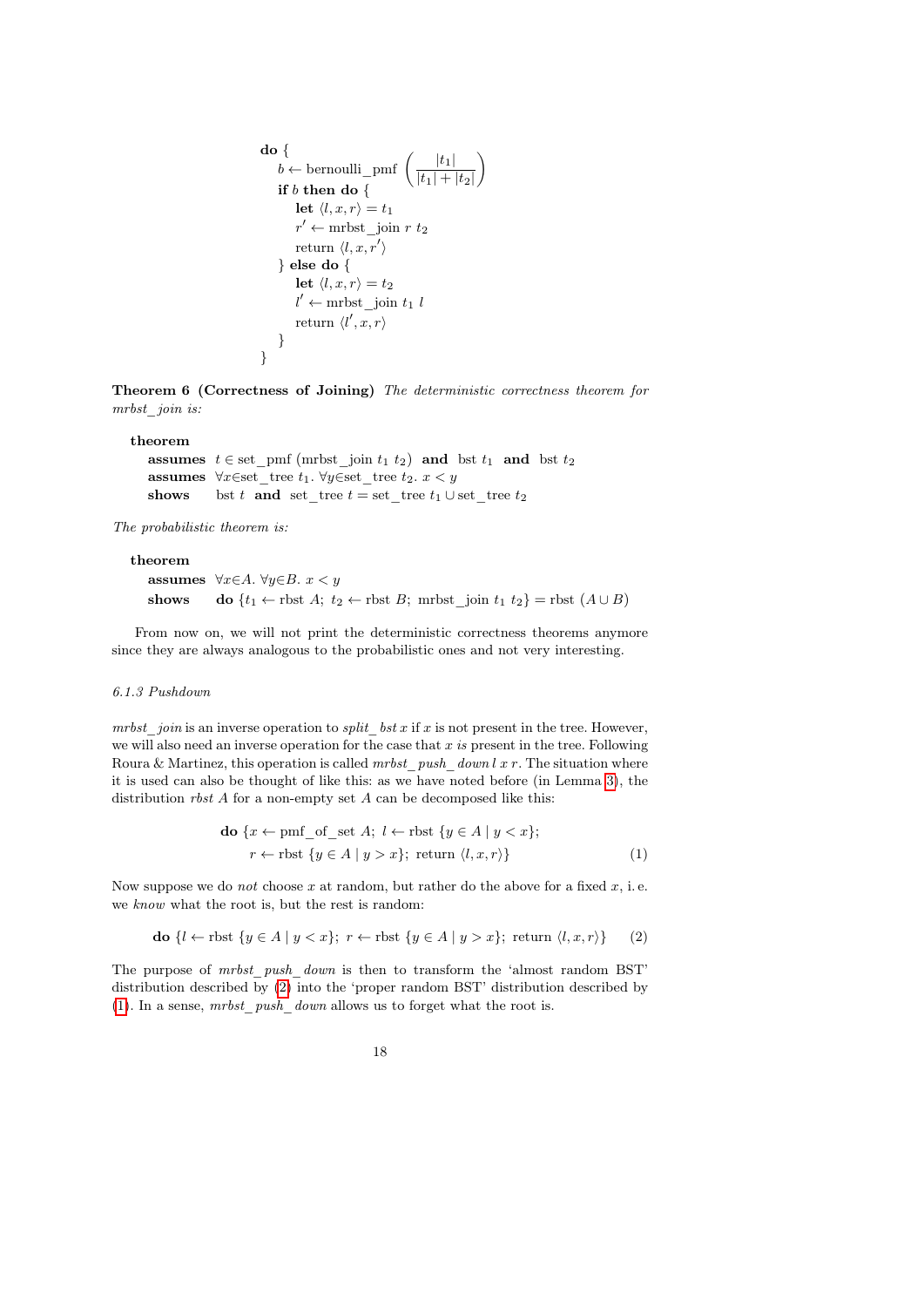```
do {
    b ← bernoulli_pmf (|t1| / (|t1| + |t2|))
    if b then do {
        let ⟨l, x, r⟩ = t1
        r' ← mrbst_join r t2
        return ⟨l, x, r'⟩
    } else do {
        let ⟨l, x, r⟩ = t2
        l' ← mrbst_join t1 l
        return ⟨l', x, r⟩
    }
}
```

**Theorem 6 (Correctness of Joining)** *The deterministic correctness theorem for mrbst_join is:*

**theorem**
  **assumes** $t \in \text{set\_pmf}\ (\text{mrbst\_join}\ t_1\ t_2)$ **and** $\text{bst}\ t_1$ **and** $\text{bst}\ t_2$
  **assumes** $\forall x{\in}\text{set\_tree}\ t_1.\ \forall y{\in}\text{set\_tree}\ t_2.\ x < y$
  **shows** $\text{bst}\ t$ **and** $\text{set\_tree}\ t = \text{set\_tree}\ t_1 \cup \text{set\_tree}\ t_2$

*The probabilistic theorem is:*

**theorem**
  **assumes** $\forall x{\in}A.\ \forall y{\in}B.\ x < y$
  **shows** **do** $\{t_1 \leftarrow \text{rbst}\ A;\ t_2 \leftarrow \text{rbst}\ B;\ \text{mrbst\_join}\ t_1\ t_2\} = \text{rbst}\ (A \cup B)$

From now on, we will not print the deterministic correctness theorems anymore since they are always analogous to the probabilistic ones and not very interesting.

### 6.1.3 Pushdown

*mrbst_join* is an inverse operation to *split_ bst x* if *x* is not present in the tree. However, we will also need an inverse operation for the case that *x* *is* present in the tree. Following Roura & Martinez, this operation is called *mrbst_push_ down l x r*. The situation where it is used can also be thought of like this: as we have noted before (in Lemma 3), the distribution *rbst A* for a non-empty set *A* can be decomposed like this:

$$\textbf{do}\ \{x \leftarrow \text{pmf\_of\_set}\ A;\ l \leftarrow \text{rbst}\ \{y \in A \mid y < x\};\ r \leftarrow \text{rbst}\ \{y \in A \mid y > x\};\ \text{return}\ \langle l, x, r\rangle\} \quad (1)$$

Now suppose we do *not* choose *x* at random, but rather do the above for a fixed *x*, i. e. we *know* what the root is, but the rest is random:

$$\textbf{do}\ \{l \leftarrow \text{rbst}\ \{y \in A \mid y < x\};\ r \leftarrow \text{rbst}\ \{y \in A \mid y > x\};\ \text{return}\ \langle l, x, r\rangle\} \quad (2)$$

The purpose of *mrbst_push_ down* is then to transform the 'almost random BST' distribution described by (2) into the 'proper random BST' distribution described by (1). In a sense, *mrbst_push_ down* allows us to forget what the root is.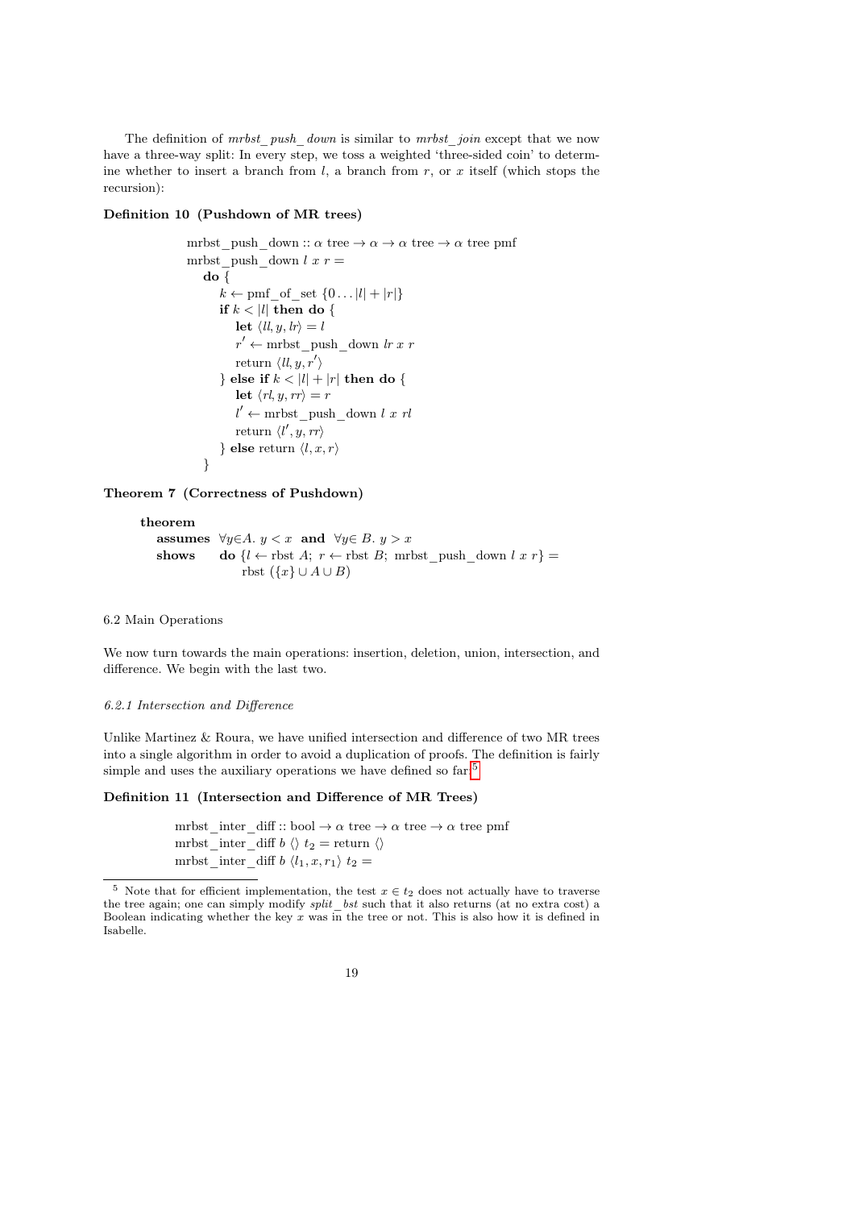The definition of *mrbst_push_down* is similar to *mrbst_join* except that we now have a three-way split: In every step, we toss a weighted 'three-sided coin' to determine whether to insert a branch from $l$, a branch from $r$, or $x$ itself (which stops the recursion):

**Definition 10 (Pushdown of MR trees)**

$$
\begin{array}{l}
\text{mrbst\_push\_down} :: \alpha\ \text{tree} \rightarrow \alpha \rightarrow \alpha\ \text{tree} \rightarrow \alpha\ \text{tree pmf} \\
\text{mrbst\_push\_down}\ l\ x\ r = \\
\quad \textbf{do}\ \{ \\
\qquad k \leftarrow \text{pmf\_of\_set}\ \{0 \ldots |l| + |r|\} \\
\qquad \textbf{if}\ k < |l|\ \textbf{then do}\ \{ \\
\qquad\quad \textbf{let}\ \langle ll, y, lr \rangle = l \\
\qquad\quad r' \leftarrow \text{mrbst\_push\_down}\ lr\ x\ r \\
\qquad\quad \text{return}\ \langle ll, y, r' \rangle \\
\qquad \}\ \textbf{else if}\ k < |l| + |r|\ \textbf{then do}\ \{ \\
\qquad\quad \textbf{let}\ \langle rl, y, rr \rangle = r \\
\qquad\quad l' \leftarrow \text{mrbst\_push\_down}\ l\ x\ rl \\
\qquad\quad \text{return}\ \langle l', y, rr \rangle \\
\qquad \}\ \textbf{else}\ \text{return}\ \langle l, x, r \rangle \\
\quad \}
\end{array}
$$

**Theorem 7 (Correctness of Pushdown)**

$$
\begin{array}{ll}
\textbf{theorem} & \\
\quad \textbf{assumes} & \forall y \in A.\ y < x\ \ \textbf{and}\ \ \forall y \in B.\ y > x \\
\quad \textbf{shows} & \textbf{do}\ \{l \leftarrow \text{rbst}\ A;\ r \leftarrow \text{rbst}\ B;\ \text{mrbst\_push\_down}\ l\ x\ r\} = \\
& \quad \text{rbst}\ (\{x\} \cup A \cup B)
\end{array}
$$

## 6.2 Main Operations

We now turn towards the main operations: insertion, deletion, union, intersection, and difference. We begin with the last two.

### *6.2.1 Intersection and Difference*

Unlike Martinez & Roura, we have unified intersection and difference of two MR trees into a single algorithm in order to avoid a duplication of proofs. The definition is fairly simple and uses the auxiliary operations we have defined so far:[5]

**Definition 11 (Intersection and Difference of MR Trees)**

$$
\begin{array}{l}
\text{mrbst\_inter\_diff} :: \text{bool} \rightarrow \alpha\ \text{tree} \rightarrow \alpha\ \text{tree} \rightarrow \alpha\ \text{tree pmf} \\
\text{mrbst\_inter\_diff}\ b\ \langle\rangle\ t_2 = \text{return}\ \langle\rangle \\
\text{mrbst\_inter\_diff}\ b\ \langle l_1, x, r_1 \rangle\ t_2 =
\end{array}
$$

[5] Note that for efficient implementation, the test $x \in t_2$ does not actually have to traverse the tree again; one can simply modify *split_bst* such that it also returns (at no extra cost) a Boolean indicating whether the key $x$ was in the tree or not. This is also how it is defined in Isabelle.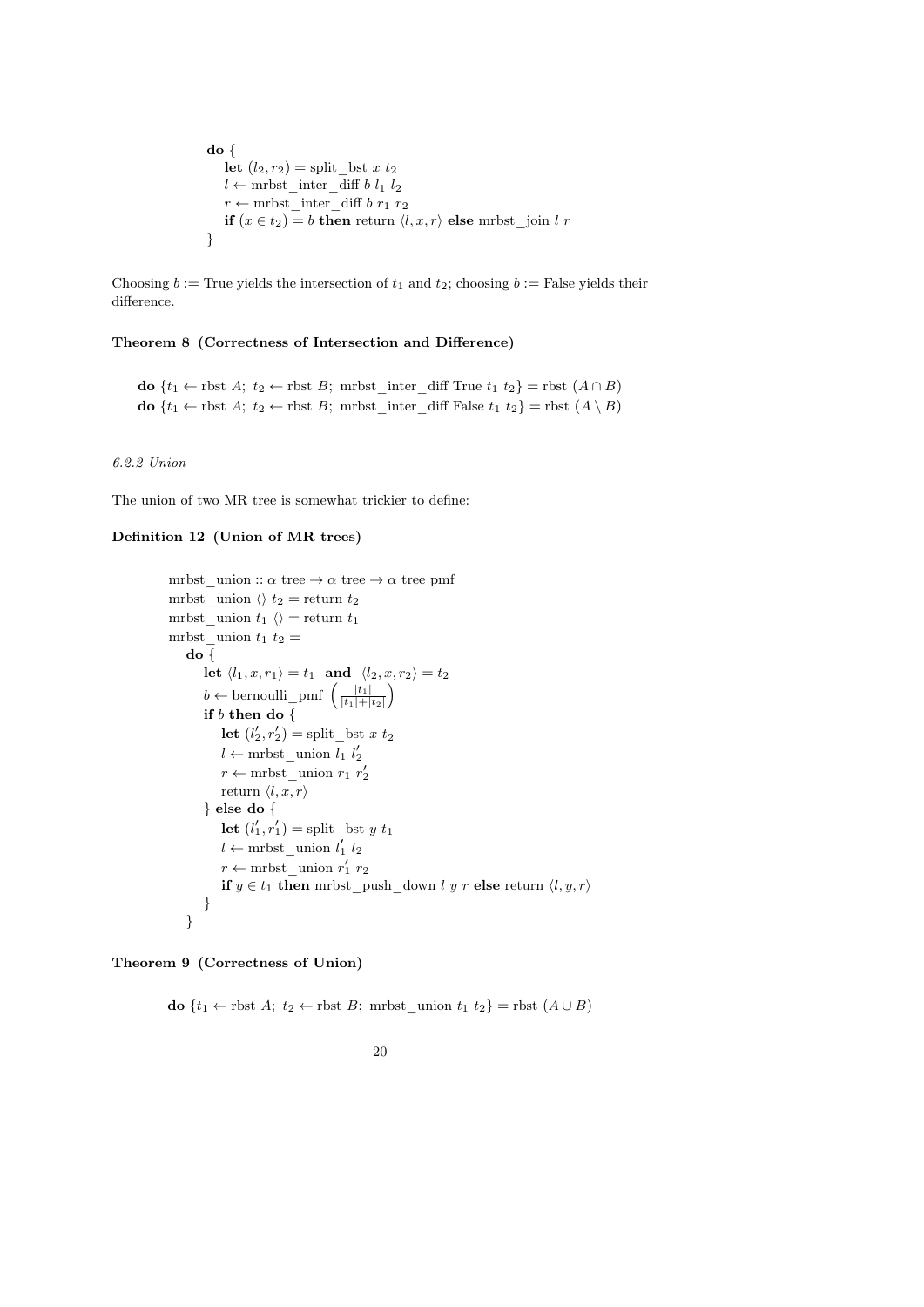```
do {
    let (l₂, r₂) = split_bst x t₂
    l ← mrbst_inter_diff b l₁ l₂
    r ← mrbst_inter_diff b r₁ r₂
    if (x ∈ t₂) = b then return ⟨l, x, r⟩ else mrbst_join l r
}
```

Choosing $b :=$ True yields the intersection of $t_1$ and $t_2$; choosing $b :=$ False yields their difference.

**Theorem 8 (Correctness of Intersection and Difference)**

$$\textbf{do } \{t_1 \leftarrow \text{rbst } A;\ t_2 \leftarrow \text{rbst } B;\ \text{mrbst\_inter\_diff True } t_1\ t_2\} = \text{rbst } (A \cap B)$$
$$\textbf{do } \{t_1 \leftarrow \text{rbst } A;\ t_2 \leftarrow \text{rbst } B;\ \text{mrbst\_inter\_diff False } t_1\ t_2\} = \text{rbst } (A \setminus B)$$

*6.2.2 Union*

The union of two MR tree is somewhat trickier to define:

**Definition 12 (Union of MR trees)**

```
mrbst_union :: α tree → α tree → α tree pmf
mrbst_union ⟨⟩ t₂ = return t₂
mrbst_union t₁ ⟨⟩ = return t₁
mrbst_union t₁ t₂ =
  do {
    let ⟨l₁, x, r₁⟩ = t₁  and  ⟨l₂, x, r₂⟩ = t₂
    b ← bernoulli_pmf (|t₁| / (|t₁| + |t₂|))
    if b then do {
      let (l₂', r₂') = split_bst x t₂
      l ← mrbst_union l₁ l₂'
      r ← mrbst_union r₁ r₂'
      return ⟨l, x, r⟩
    } else do {
      let (l₁', r₁') = split_bst y t₁
      l ← mrbst_union l₁' l₂
      r ← mrbst_union r₁' r₂
      if y ∈ t₁ then mrbst_push_down l y r else return ⟨l, y, r⟩
    }
  }
```

**Theorem 9 (Correctness of Union)**

$$\textbf{do } \{t_1 \leftarrow \text{rbst } A;\ t_2 \leftarrow \text{rbst } B;\ \text{mrbst\_union } t_1\ t_2\} = \text{rbst } (A \cup B)$$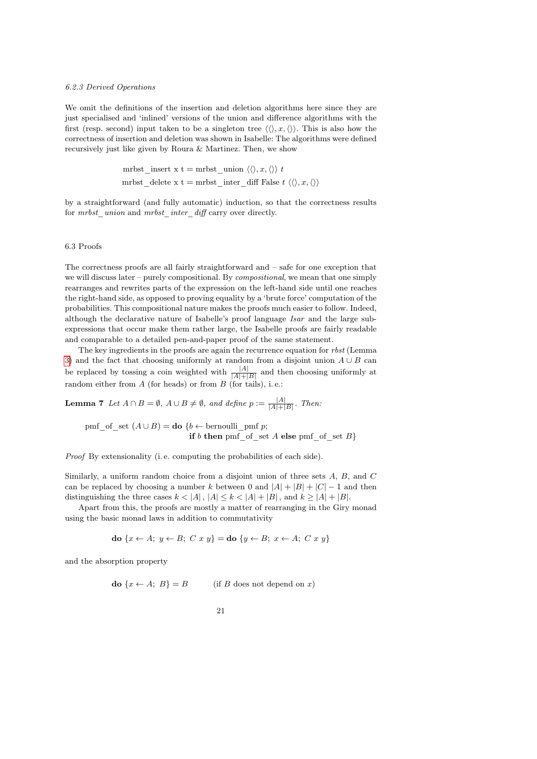*6.2.3 Derived Operations*

We omit the definitions of the insertion and deletion algorithms here since they are just specialised and 'inlined' versions of the union and difference algorithms with the first (resp. second) input taken to be a singleton tree $\langle\langle\rangle, x, \langle\rangle\rangle$. This is also how the correctness of insertion and deletion was shown in Isabelle: The algorithms were defined recursively just like given by Roura & Martinez. Then, we show

$$\text{mrbst\_insert x t} = \text{mrbst\_union } \langle\langle\rangle, x, \langle\rangle\rangle\ t$$
$$\text{mrbst\_delete x t} = \text{mrbst\_inter\_diff False } t\ \langle\langle\rangle, x, \langle\rangle\rangle$$

by a straightforward (and fully automatic) induction, so that the correctness results for *mrbst_union* and *mrbst_inter_diff* carry over directly.

## 6.3 Proofs

The correctness proofs are all fairly straightforward and – safe for one exception that we will discuss later – purely compositional. By *compositional*, we mean that one simply rearranges and rewrites parts of the expression on the left-hand side until one reaches the right-hand side, as opposed to proving equality by a 'brute force' computation of the probabilities. This compositional nature makes the proofs much easier to follow. Indeed, although the declarative nature of Isabelle's proof language *Isar* and the large sub-expressions that occur make them rather large, the Isabelle proofs are fairly readable and comparable to a detailed pen-and-paper proof of the same statement.

The key ingredients in the proofs are again the recurrence equation for *rbst* (Lemma 3) and the fact that choosing uniformly at random from a disjoint union $A \cup B$ can be replaced by tossing a coin weighted with $\frac{|A|}{|A|+|B|}$ and then choosing uniformly at random either from $A$ (for heads) or from $B$ (for tails), i. e.:

**Lemma 7** *Let $A \cap B = \emptyset$, $A \cup B \neq \emptyset$, and define $p := \frac{|A|}{|A|+|B|}$. Then:*

$$\text{pmf\_of\_set } (A \cup B) = \textbf{do } \{b \leftarrow \text{bernoulli\_pmf } p;\ \textbf{if } b \textbf{ then } \text{pmf\_of\_set } A \textbf{ else } \text{pmf\_of\_set } B\}$$

*Proof* By extensionality (i. e. computing the probabilities of each side).

Similarly, a uniform random choice from a disjoint union of three sets $A$, $B$, and $C$ can be replaced by choosing a number $k$ between 0 and $|A| + |B| + |C| - 1$ and then distinguishing the three cases $k < |A|$, $|A| \leq k < |A| + |B|$, and $k \geq |A| + |B|$.

Apart from this, the proofs are mostly a matter of rearranging in the Giry monad using the basic monad laws in addition to commutativity

$$\textbf{do } \{x \leftarrow A;\ y \leftarrow B;\ C\ x\ y\} = \textbf{do } \{y \leftarrow B;\ x \leftarrow A;\ C\ x\ y\}$$

and the absorption property

$$\textbf{do } \{x \leftarrow A;\ B\} = B \qquad \text{(if } B \text{ does not depend on } x\text{)}$$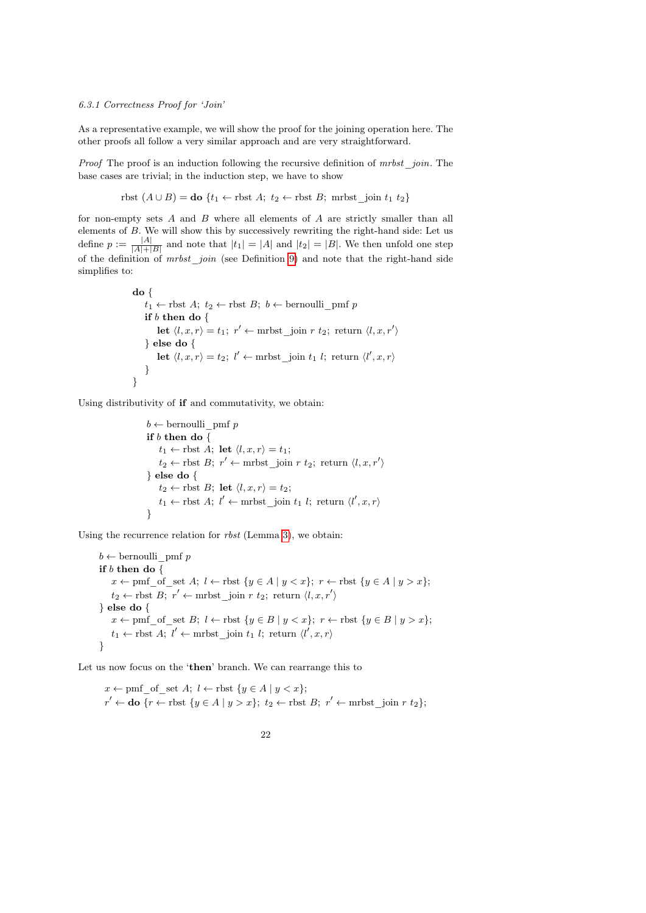*6.3.1 Correctness Proof for 'Join'*

As a representative example, we will show the proof for the joining operation here. The other proofs all follow a very similar approach and are very straightforward.

*Proof* The proof is an induction following the recursive definition of *mrbst_join*. The base cases are trivial; in the induction step, we have to show

$$\text{rbst } (A \cup B) = \textbf{do } \{t_1 \leftarrow \text{rbst } A;\ t_2 \leftarrow \text{rbst } B;\ \text{mrbst\_join } t_1\ t_2\}$$

for non-empty sets $A$ and $B$ where all elements of $A$ are strictly smaller than all elements of $B$. We will show this by successively rewriting the right-hand side: Let us define $p := \frac{|A|}{|A|+|B|}$ and note that $|t_1| = |A|$ and $|t_2| = |B|$. We then unfold one step of the definition of *mrbst_join* (see Definition 9) and note that the right-hand side simplifies to:

$$
\begin{array}{l}
\textbf{do } \{ \\
\quad t_1 \leftarrow \text{rbst } A;\ t_2 \leftarrow \text{rbst } B;\ b \leftarrow \text{bernoulli\_pmf } p \\
\quad \textbf{if } b \textbf{ then do } \{ \\
\quad\quad \textbf{let } \langle l, x, r\rangle = t_1;\ r' \leftarrow \text{mrbst\_join } r\ t_2;\ \text{return } \langle l, x, r'\rangle \\
\quad \} \textbf{ else do } \{ \\
\quad\quad \textbf{let } \langle l, x, r\rangle = t_2;\ l' \leftarrow \text{mrbst\_join } t_1\ l;\ \text{return } \langle l', x, r\rangle \\
\quad \} \\
\}
\end{array}
$$

Using distributivity of **if** and commutativity, we obtain:

$$
\begin{array}{l}
b \leftarrow \text{bernoulli\_pmf } p \\
\textbf{if } b \textbf{ then do } \{ \\
\quad t_1 \leftarrow \text{rbst } A;\ \textbf{let } \langle l, x, r\rangle = t_1; \\
\quad t_2 \leftarrow \text{rbst } B;\ r' \leftarrow \text{mrbst\_join } r\ t_2;\ \text{return } \langle l, x, r'\rangle \\
\} \textbf{ else do } \{ \\
\quad t_2 \leftarrow \text{rbst } B;\ \textbf{let } \langle l, x, r\rangle = t_2; \\
\quad t_1 \leftarrow \text{rbst } A;\ l' \leftarrow \text{mrbst\_join } t_1\ l;\ \text{return } \langle l', x, r\rangle \\
\}
\end{array}
$$

Using the recurrence relation for *rbst* (Lemma 3), we obtain:

$$
\begin{array}{l}
b \leftarrow \text{bernoulli\_pmf } p \\
\textbf{if } b \textbf{ then do } \{ \\
\quad x \leftarrow \text{pmf\_of\_set } A;\ l \leftarrow \text{rbst } \{y \in A \mid y < x\};\ r \leftarrow \text{rbst } \{y \in A \mid y > x\}; \\
\quad t_2 \leftarrow \text{rbst } B;\ r' \leftarrow \text{mrbst\_join } r\ t_2;\ \text{return } \langle l, x, r'\rangle \\
\} \textbf{ else do } \{ \\
\quad x \leftarrow \text{pmf\_of\_set } B;\ l \leftarrow \text{rbst } \{y \in B \mid y < x\};\ r \leftarrow \text{rbst } \{y \in B \mid y > x\}; \\
\quad t_1 \leftarrow \text{rbst } A;\ l' \leftarrow \text{mrbst\_join } t_1\ l;\ \text{return } \langle l', x, r\rangle \\
\}
\end{array}
$$

Let us now focus on the '**then**' branch. We can rearrange this to

$$
\begin{array}{l}
x \leftarrow \text{pmf\_of\_set } A;\ l \leftarrow \text{rbst } \{y \in A \mid y < x\}; \\
r' \leftarrow \textbf{do } \{r \leftarrow \text{rbst } \{y \in A \mid y > x\};\ t_2 \leftarrow \text{rbst } B;\ r' \leftarrow \text{mrbst\_join } r\ t_2\};
\end{array}
$$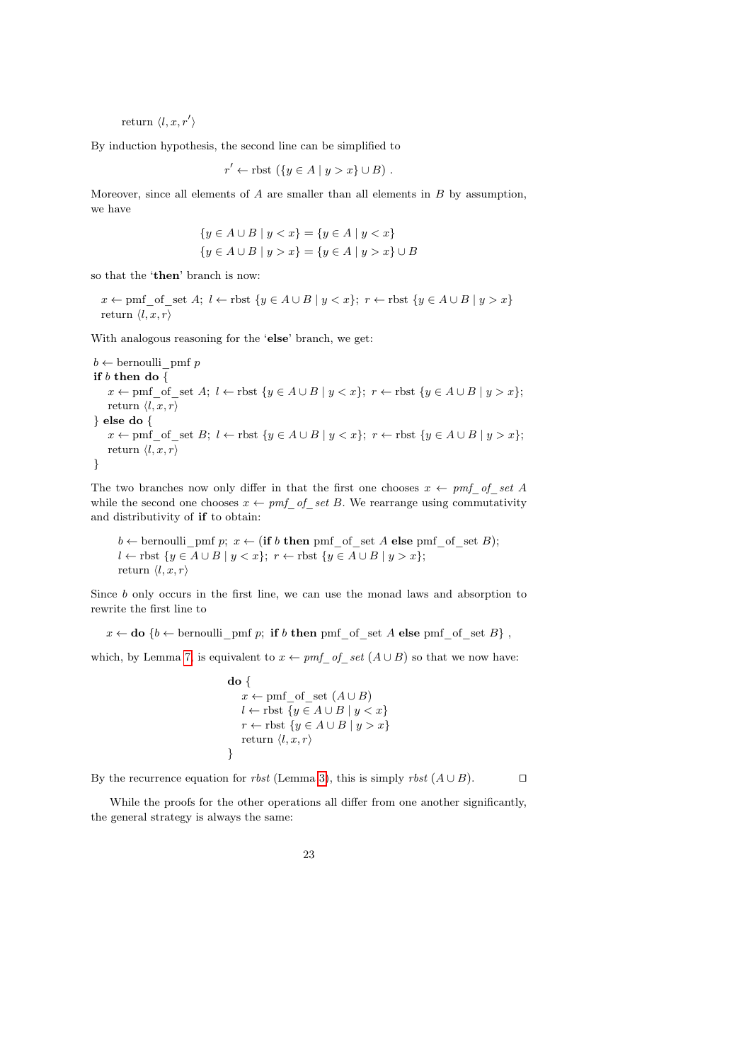return $\langle l, x, r' \rangle$

By induction hypothesis, the second line can be simplified to

$$r' \leftarrow \text{rbst}\ (\{y \in A \mid y > x\} \cup B)\ .$$

Moreover, since all elements of $A$ are smaller than all elements in $B$ by assumption, we have

$$\{y \in A \cup B \mid y < x\} = \{y \in A \mid y < x\}$$
$$\{y \in A \cup B \mid y > x\} = \{y \in A \mid y > x\} \cup B$$

so that the '**then**' branch is now:

$x \leftarrow \text{pmf\_of\_set}\ A;\ l \leftarrow \text{rbst}\ \{y \in A \cup B \mid y < x\};\ r \leftarrow \text{rbst}\ \{y \in A \cup B \mid y > x\}$
return $\langle l, x, r\rangle$

With analogous reasoning for the '**else**' branch, we get:

$b \leftarrow \text{bernoulli\_pmf}\ p$
**if** $b$ **then do** {
  $x \leftarrow \text{pmf\_of\_set}\ A;\ l \leftarrow \text{rbst}\ \{y \in A \cup B \mid y < x\};\ r \leftarrow \text{rbst}\ \{y \in A \cup B \mid y > x\};$
  return $\langle l, x, r\rangle$
} **else do** {
  $x \leftarrow \text{pmf\_of\_set}\ B;\ l \leftarrow \text{rbst}\ \{y \in A \cup B \mid y < x\};\ r \leftarrow \text{rbst}\ \{y \in A \cup B \mid y > x\};$
  return $\langle l, x, r\rangle$
}

The two branches now only differ in that the first one chooses $x \leftarrow \mathit{pmf\_of\_set}\ A$ while the second one chooses $x \leftarrow \mathit{pmf\_of\_set}\ B$. We rearrange using commutativity and distributivity of **if** to obtain:

$b \leftarrow \text{bernoulli\_pmf}\ p;\ x \leftarrow (\textbf{if}\ b\ \textbf{then}\ \text{pmf\_of\_set}\ A\ \textbf{else}\ \text{pmf\_of\_set}\ B);$
$l \leftarrow \text{rbst}\ \{y \in A \cup B \mid y < x\};\ r \leftarrow \text{rbst}\ \{y \in A \cup B \mid y > x\};$
return $\langle l, x, r\rangle$

Since $b$ only occurs in the first line, we can use the monad laws and absorption to rewrite the first line to

$$x \leftarrow \textbf{do}\ \{b \leftarrow \text{bernoulli\_pmf}\ p;\ \textbf{if}\ b\ \textbf{then}\ \text{pmf\_of\_set}\ A\ \textbf{else}\ \text{pmf\_of\_set}\ B\}\ ,$$

which, by Lemma 7, is equivalent to $x \leftarrow \mathit{pmf\_of\_set}\ (A \cup B)$ so that we now have:

**do** {
  $x \leftarrow \text{pmf\_of\_set}\ (A \cup B)$
  $l \leftarrow \text{rbst}\ \{y \in A \cup B \mid y < x\}$
  $r \leftarrow \text{rbst}\ \{y \in A \cup B \mid y > x\}$
  return $\langle l, x, r\rangle$
}

By the recurrence equation for *rbst* (Lemma 3), this is simply *rbst* $(A \cup B)$. □

While the proofs for the other operations all differ from one another significantly, the general strategy is always the same: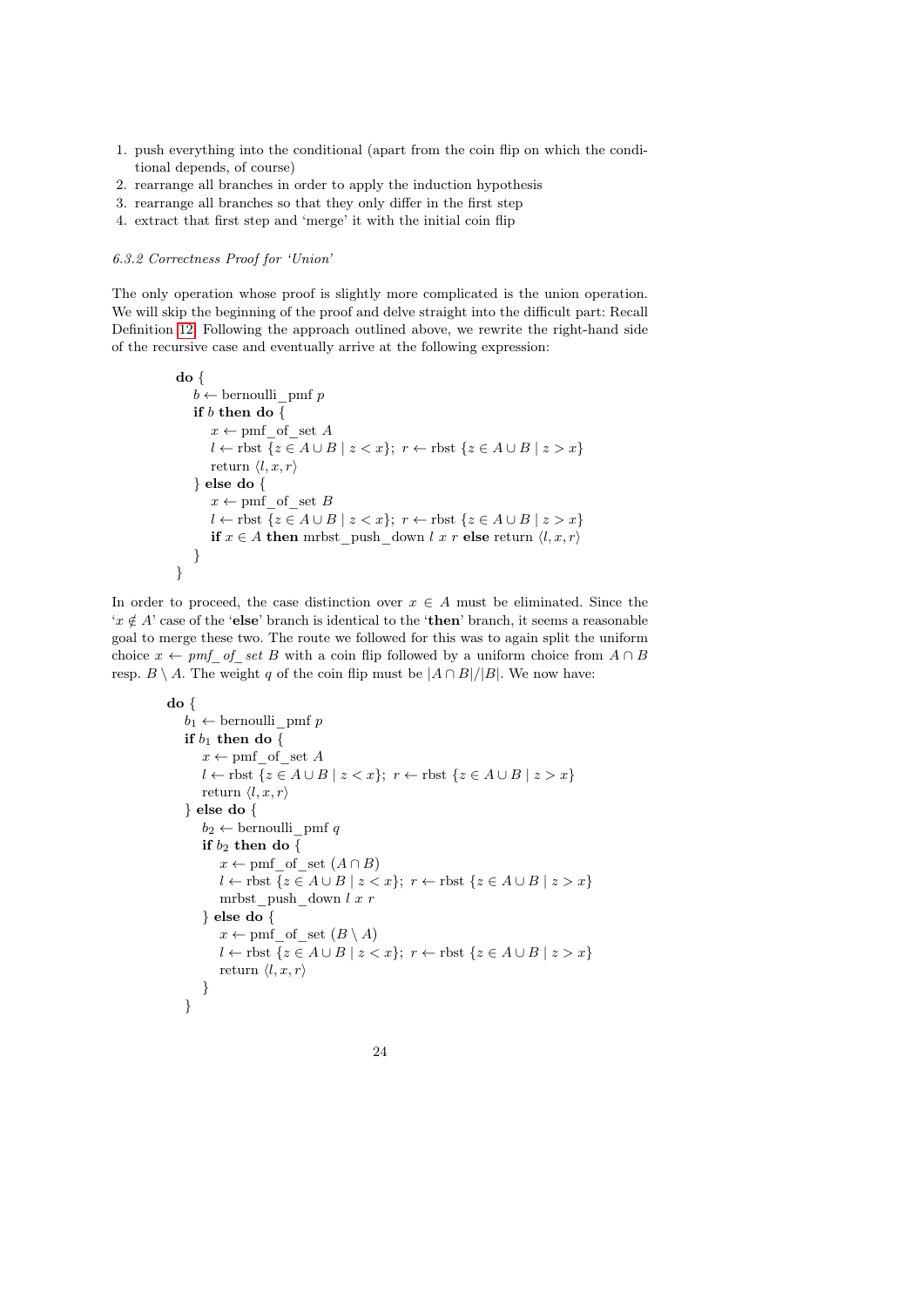1. push everything into the conditional (apart from the coin flip on which the conditional depends, of course)
2. rearrange all branches in order to apply the induction hypothesis
3. rearrange all branches so that they only differ in the first step
4. extract that first step and 'merge' it with the initial coin flip

#### 6.3.2 Correctness Proof for 'Union'

The only operation whose proof is slightly more complicated is the union operation. We will skip the beginning of the proof and delve straight into the difficult part: Recall Definition 12. Following the approach outlined above, we rewrite the right-hand side of the recursive case and eventually arrive at the following expression:

```
do {
  b ← bernoulli_pmf p
  if b then do {
    x ← pmf_of_set A
    l ← rbst {z ∈ A ∪ B | z < x};  r ← rbst {z ∈ A ∪ B | z > x}
    return ⟨l, x, r⟩
  } else do {
    x ← pmf_of_set B
    l ← rbst {z ∈ A ∪ B | z < x};  r ← rbst {z ∈ A ∪ B | z > x}
    if x ∈ A then mrbst_push_down l x r else return ⟨l, x, r⟩
  }
}
```

In order to proceed, the case distinction over $x \in A$ must be eliminated. Since the '$x \notin A$' case of the '**else**' branch is identical to the '**then**' branch, it seems a reasonable goal to merge these two. The route we followed for this was to again split the uniform choice $x \leftarrow$ *pmf_of_set* $B$ with a coin flip followed by a uniform choice from $A \cap B$ resp. $B \setminus A$. The weight $q$ of the coin flip must be $|A \cap B|/|B|$. We now have:

```
do {
  b1 ← bernoulli_pmf p
  if b1 then do {
    x ← pmf_of_set A
    l ← rbst {z ∈ A ∪ B | z < x};  r ← rbst {z ∈ A ∪ B | z > x}
    return ⟨l, x, r⟩
  } else do {
    b2 ← bernoulli_pmf q
    if b2 then do {
      x ← pmf_of_set (A ∩ B)
      l ← rbst {z ∈ A ∪ B | z < x};  r ← rbst {z ∈ A ∪ B | z > x}
      mrbst_push_down l x r
    } else do {
      x ← pmf_of_set (B \ A)
      l ← rbst {z ∈ A ∪ B | z < x};  r ← rbst {z ∈ A ∪ B | z > x}
      return ⟨l, x, r⟩
    }
  }
```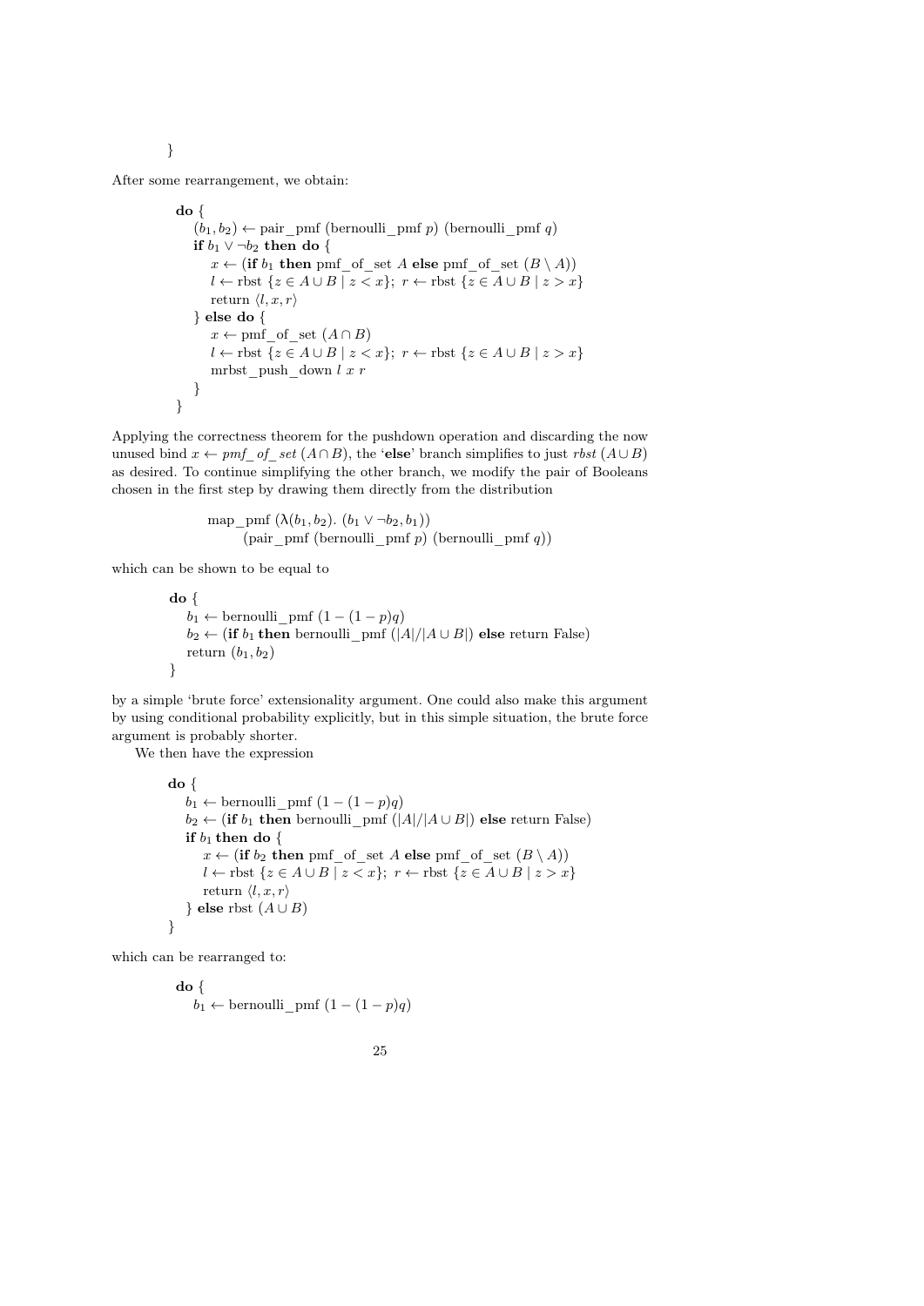```
}
```

After some rearrangement, we obtain:

```
do {
    (b₁, b₂) ← pair_pmf (bernoulli_pmf p) (bernoulli_pmf q)
    if b₁ ∨ ¬b₂ then do {
        x ← (if b₁ then pmf_of_set A else pmf_of_set (B \ A))
        l ← rbst {z ∈ A ∪ B | z < x}; r ← rbst {z ∈ A ∪ B | z > x}
        return ⟨l, x, r⟩
    } else do {
        x ← pmf_of_set (A ∩ B)
        l ← rbst {z ∈ A ∪ B | z < x}; r ← rbst {z ∈ A ∪ B | z > x}
        mrbst_push_down l x r
    }
}
```

Applying the correctness theorem for the pushdown operation and discarding the now unused bind $x \leftarrow$ *pmf_of_set* $(A \cap B)$, the '**else**' branch simplifies to just *rbst* $(A \cup B)$ as desired. To continue simplifying the other branch, we modify the pair of Booleans chosen in the first step by drawing them directly from the distribution

```
map_pmf (λ(b₁, b₂). (b₁ ∨ ¬b₂, b₁))
        (pair_pmf (bernoulli_pmf p) (bernoulli_pmf q))
```

which can be shown to be equal to

```
do {
    b₁ ← bernoulli_pmf (1 − (1 − p)q)
    b₂ ← (if b₁ then bernoulli_pmf (|A|/|A ∪ B|) else return False)
    return (b₁, b₂)
}
```

by a simple 'brute force' extensionality argument. One could also make this argument by using conditional probability explicitly, but in this simple situation, the brute force argument is probably shorter.

We then have the expression

```
do {
    b₁ ← bernoulli_pmf (1 − (1 − p)q)
    b₂ ← (if b₁ then bernoulli_pmf (|A|/|A ∪ B|) else return False)
    if b₁ then do {
        x ← (if b₂ then pmf_of_set A else pmf_of_set (B \ A))
        l ← rbst {z ∈ A ∪ B | z < x}; r ← rbst {z ∈ A ∪ B | z > x}
        return ⟨l, x, r⟩
    } else rbst (A ∪ B)
}
```

which can be rearranged to:

```
do {
    b₁ ← bernoulli_pmf (1 − (1 − p)q)
```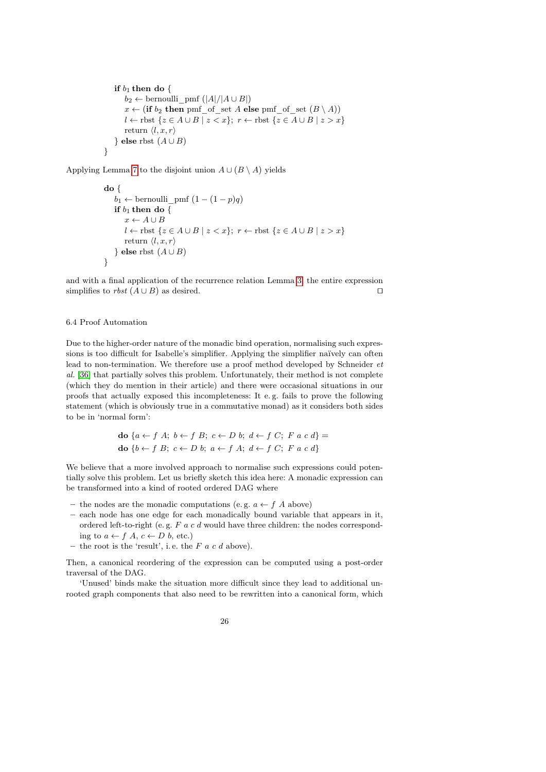```
    if b₁ then do {
      b₂ ← bernoulli_pmf (|A|/|A ∪ B|)
      x ← (if b₂ then pmf_of_set A else pmf_of_set (B \ A))
      l ← rbst {z ∈ A ∪ B | z < x}; r ← rbst {z ∈ A ∪ B | z > x}
      return ⟨l, x, r⟩
    } else rbst (A ∪ B)
  }
```

Applying Lemma 7 to the disjoint union $A \cup (B \setminus A)$ yields

```
  do {
    b₁ ← bernoulli_pmf (1 − (1 − p)q)
    if b₁ then do {
      x ← A ∪ B
      l ← rbst {z ∈ A ∪ B | z < x}; r ← rbst {z ∈ A ∪ B | z > x}
      return ⟨l, x, r⟩
    } else rbst (A ∪ B)
  }
```

and with a final application of the recurrence relation Lemma 3, the entire expression simplifies to *rbst* $(A \cup B)$ as desired. ◻

### 6.4 Proof Automation

Due to the higher-order nature of the monadic bind operation, normalising such expressions is too difficult for Isabelle's simplifier. Applying the simplifier naïvely can often lead to non-termination. We therefore use a proof method developed by Schneider *et al.* [36] that partially solves this problem. Unfortunately, their method is not complete (which they do mention in their article) and there were occasional situations in our proofs that actually exposed this incompleteness: It e. g. fails to prove the following statement (which is obviously true in a commutative monad) as it considers both sides to be in 'normal form':

$$\textbf{do}\ \{a \leftarrow f\ A;\ b \leftarrow f\ B;\ c \leftarrow D\ b;\ d \leftarrow f\ C;\ F\ a\ c\ d\} =$$
$$\textbf{do}\ \{b \leftarrow f\ B;\ c \leftarrow D\ b;\ a \leftarrow f\ A;\ d \leftarrow f\ C;\ F\ a\ c\ d\}$$

We believe that a more involved approach to normalise such expressions could potentially solve this problem. Let us briefly sketch this idea here: A monadic expression can be transformed into a kind of rooted ordered DAG where

- the nodes are the monadic computations (e. g. $a \leftarrow f\ A$ above)
- each node has one edge for each monadically bound variable that appears in it, ordered left-to-right (e. g. $F\ a\ c\ d$ would have three children: the nodes corresponding to $a \leftarrow f\ A$, $c \leftarrow D\ b$, etc.)
- the root is the 'result', i. e. the $F\ a\ c\ d$ above).

Then, a canonical reordering of the expression can be computed using a post-order traversal of the DAG.

'Unused' binds make the situation more difficult since they lead to additional unrooted graph components that also need to be rewritten into a canonical form, which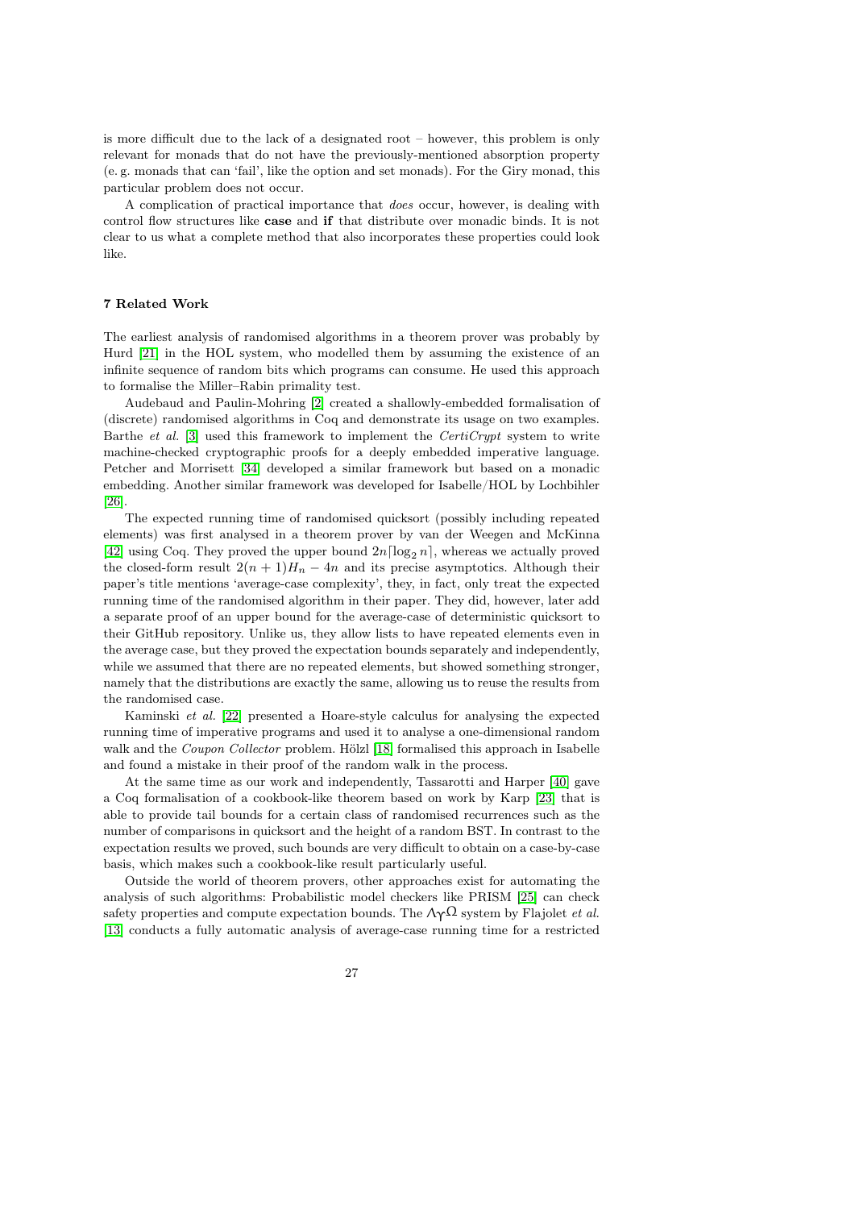is more difficult due to the lack of a designated root – however, this problem is only relevant for monads that do not have the previously-mentioned absorption property (e. g. monads that can 'fail', like the option and set monads). For the Giry monad, this particular problem does not occur.

A complication of practical importance that *does* occur, however, is dealing with control flow structures like **case** and **if** that distribute over monadic binds. It is not clear to us what a complete method that also incorporates these properties could look like.

## 7 Related Work

The earliest analysis of randomised algorithms in a theorem prover was probably by Hurd [21] in the HOL system, who modelled them by assuming the existence of an infinite sequence of random bits which programs can consume. He used this approach to formalise the Miller–Rabin primality test.

Audebaud and Paulin-Mohring [2] created a shallowly-embedded formalisation of (discrete) randomised algorithms in Coq and demonstrate its usage on two examples. Barthe *et al.* [3] used this framework to implement the *CertiCrypt* system to write machine-checked cryptographic proofs for a deeply embedded imperative language. Petcher and Morrisett [34] developed a similar framework but based on a monadic embedding. Another similar framework was developed for Isabelle/HOL by Lochbihler [26].

The expected running time of randomised quicksort (possibly including repeated elements) was first analysed in a theorem prover by van der Weegen and McKinna [42] using Coq. They proved the upper bound $2n\lceil\log_2 n\rceil$, whereas we actually proved the closed-form result $2(n+1)H_n - 4n$ and its precise asymptotics. Although their paper's title mentions 'average-case complexity', they, in fact, only treat the expected running time of the randomised algorithm in their paper. They did, however, later add a separate proof of an upper bound for the average-case of deterministic quicksort to their GitHub repository. Unlike us, they allow lists to have repeated elements even in the average case, but they proved the expectation bounds separately and independently, while we assumed that there are no repeated elements, but showed something stronger, namely that the distributions are exactly the same, allowing us to reuse the results from the randomised case.

Kaminski *et al.* [22] presented a Hoare-style calculus for analysing the expected running time of imperative programs and used it to analyse a one-dimensional random walk and the *Coupon Collector* problem. Hölzl [18] formalised this approach in Isabelle and found a mistake in their proof of the random walk in the process.

At the same time as our work and independently, Tassarotti and Harper [40] gave a Coq formalisation of a cookbook-like theorem based on work by Karp [23] that is able to provide tail bounds for a certain class of randomised recurrences such as the number of comparisons in quicksort and the height of a random BST. In contrast to the expectation results we proved, such bounds are very difficult to obtain on a case-by-case basis, which makes such a cookbook-like result particularly useful.

Outside the world of theorem provers, other approaches exist for automating the analysis of such algorithms: Probabilistic model checkers like PRISM [25] can check safety properties and compute expectation bounds. The $\Lambda\Upsilon\Omega$ system by Flajolet *et al.* [13] conducts a fully automatic analysis of average-case running time for a restricted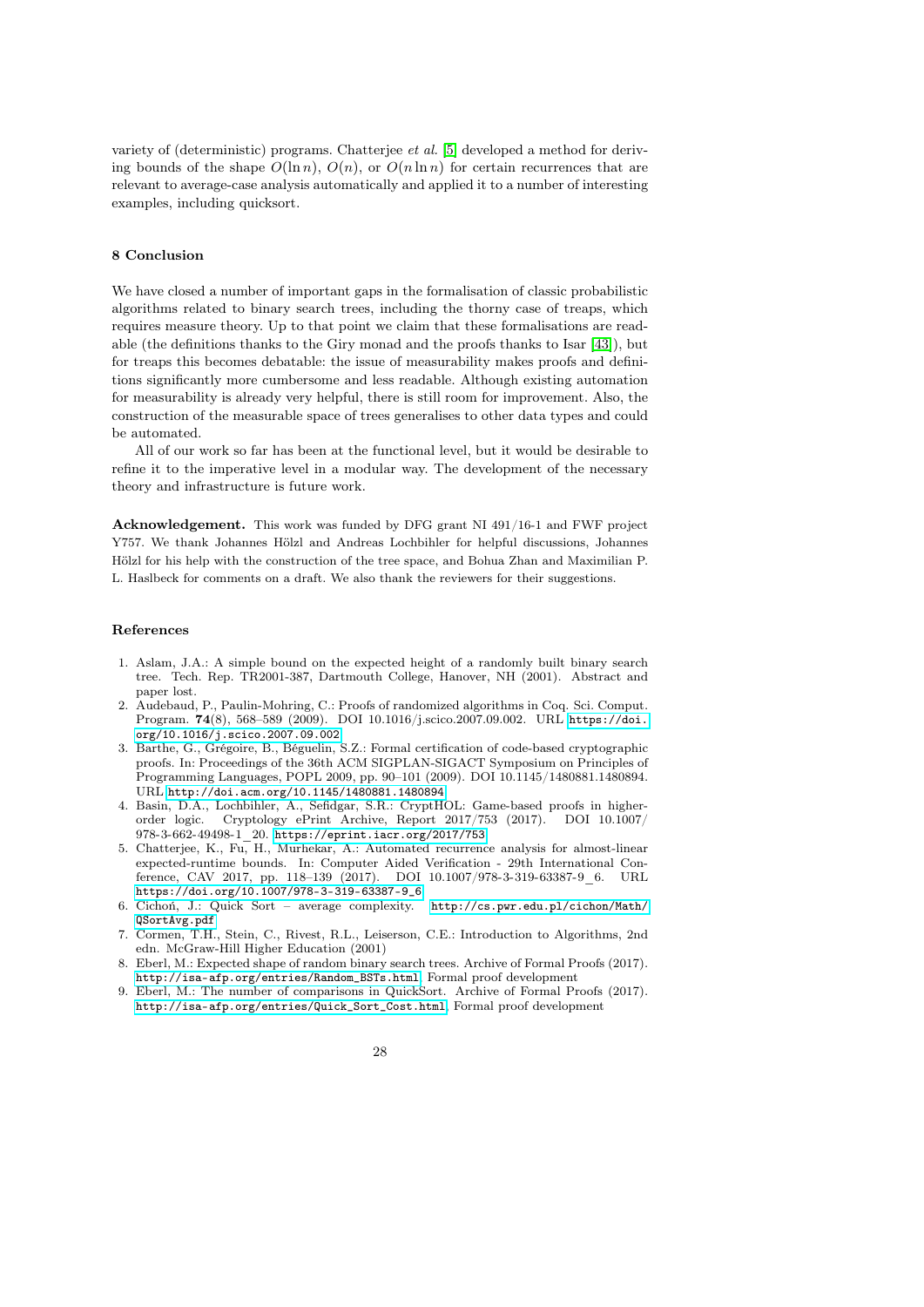variety of (deterministic) programs. Chatterjee *et al.* [5] developed a method for deriving bounds of the shape $O(\ln n)$, $O(n)$, or $O(n \ln n)$ for certain recurrences that are relevant to average-case analysis automatically and applied it to a number of interesting examples, including quicksort.

## 8 Conclusion

We have closed a number of important gaps in the formalisation of classic probabilistic algorithms related to binary search trees, including the thorny case of treaps, which requires measure theory. Up to that point we claim that these formalisations are readable (the definitions thanks to the Giry monad and the proofs thanks to Isar [43]), but for treaps this becomes debatable: the issue of measurability makes proofs and definitions significantly more cumbersome and less readable. Although existing automation for measurability is already very helpful, there is still room for improvement. Also, the construction of the measurable space of trees generalises to other data types and could be automated.

All of our work so far has been at the functional level, but it would be desirable to refine it to the imperative level in a modular way. The development of the necessary theory and infrastructure is future work.

**Acknowledgement.** This work was funded by DFG grant NI 491/16-1 and FWF project Y757. We thank Johannes Hölzl and Andreas Lochbihler for helpful discussions, Johannes Hölzl for his help with the construction of the tree space, and Bohua Zhan and Maximilian P. L. Haslbeck for comments on a draft. We also thank the reviewers for their suggestions.

## References

1. Aslam, J.A.: A simple bound on the expected height of a randomly built binary search tree. Tech. Rep. TR2001-387, Dartmouth College, Hanover, NH (2001). Abstract and paper lost.
2. Audebaud, P., Paulin-Mohring, C.: Proofs of randomized algorithms in Coq. Sci. Comput. Program. **74**(8), 568–589 (2009). DOI 10.1016/j.scico.2007.09.002. URL https://doi.org/10.1016/j.scico.2007.09.002
3. Barthe, G., Grégoire, B., Béguelin, S.Z.: Formal certification of code-based cryptographic proofs. In: Proceedings of the 36th ACM SIGPLAN-SIGACT Symposium on Principles of Programming Languages, POPL 2009, pp. 90–101 (2009). DOI 10.1145/1480881.1480894. URL http://doi.acm.org/10.1145/1480881.1480894
4. Basin, D.A., Lochbihler, A., Sefidgar, S.R.: CryptHOL: Game-based proofs in higher-order logic. Cryptology ePrint Archive, Report 2017/753 (2017). DOI 10.1007/978-3-662-49498-1_20. https://eprint.iacr.org/2017/753
5. Chatterjee, K., Fu, H., Murhekar, A.: Automated recurrence analysis for almost-linear expected-runtime bounds. In: Computer Aided Verification - 29th International Conference, CAV 2017, pp. 118–139 (2017). DOI 10.1007/978-3-319-63387-9_6. URL https://doi.org/10.1007/978-3-319-63387-9_6
6. Cichoń, J.: Quick Sort – average complexity. http://cs.pwr.edu.pl/cichon/Math/QSortAvg.pdf
7. Cormen, T.H., Stein, C., Rivest, R.L., Leiserson, C.E.: Introduction to Algorithms, 2nd edn. McGraw-Hill Higher Education (2001)
8. Eberl, M.: Expected shape of random binary search trees. Archive of Formal Proofs (2017). http://isa-afp.org/entries/Random_BSTs.html, Formal proof development
9. Eberl, M.: The number of comparisons in QuickSort. Archive of Formal Proofs (2017). http://isa-afp.org/entries/Quick_Sort_Cost.html, Formal proof development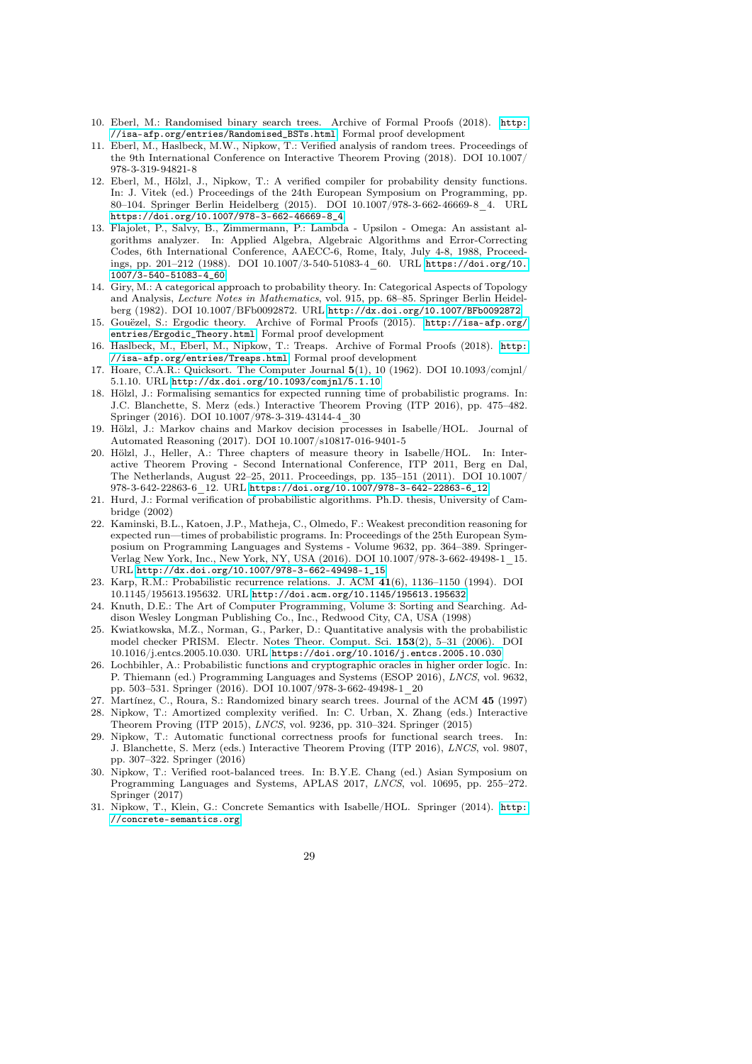10. Eberl, M.: Randomised binary search trees. Archive of Formal Proofs (2018). http://isa-afp.org/entries/Randomised_BSTs.html, Formal proof development
11. Eberl, M., Haslbeck, M.W., Nipkow, T.: Verified analysis of random trees. Proceedings of the 9th International Conference on Interactive Theorem Proving (2018). DOI 10.1007/978-3-319-94821-8
12. Eberl, M., Hölzl, J., Nipkow, T.: A verified compiler for probability density functions. In: J. Vitek (ed.) Proceedings of the 24th European Symposium on Programming, pp. 80–104. Springer Berlin Heidelberg (2015). DOI 10.1007/978-3-662-46669-8_4. URL https://doi.org/10.1007/978-3-662-46669-8_4
13. Flajolet, P., Salvy, B., Zimmermann, P.: Lambda - Upsilon - Omega: An assistant algorithms analyzer. In: Applied Algebra, Algebraic Algorithms and Error-Correcting Codes, 6th International Conference, AAECC-6, Rome, Italy, July 4-8, 1988, Proceedings, pp. 201–212 (1988). DOI 10.1007/3-540-51083-4_60. URL https://doi.org/10.1007/3-540-51083-4_60
14. Giry, M.: A categorical approach to probability theory. In: Categorical Aspects of Topology and Analysis, *Lecture Notes in Mathematics*, vol. 915, pp. 68–85. Springer Berlin Heidelberg (1982). DOI 10.1007/BFb0092872. URL http://dx.doi.org/10.1007/BFb0092872
15. Gouëzel, S.: Ergodic theory. Archive of Formal Proofs (2015). http://isa-afp.org/entries/Ergodic_Theory.html, Formal proof development
16. Haslbeck, M., Eberl, M., Nipkow, T.: Treaps. Archive of Formal Proofs (2018). http://isa-afp.org/entries/Treaps.html, Formal proof development
17. Hoare, C.A.R.: Quicksort. The Computer Journal **5**(1), 10 (1962). DOI 10.1093/comjnl/5.1.10. URL http://dx.doi.org/10.1093/comjnl/5.1.10
18. Hölzl, J.: Formalising semantics for expected running time of probabilistic programs. In: J.C. Blanchette, S. Merz (eds.) Interactive Theorem Proving (ITP 2016), pp. 475–482. Springer (2016). DOI 10.1007/978-3-319-43144-4_30
19. Hölzl, J.: Markov chains and Markov decision processes in Isabelle/HOL. Journal of Automated Reasoning (2017). DOI 10.1007/s10817-016-9401-5
20. Hölzl, J., Heller, A.: Three chapters of measure theory in Isabelle/HOL. In: Interactive Theorem Proving - Second International Conference, ITP 2011, Berg en Dal, The Netherlands, August 22–25, 2011. Proceedings, pp. 135–151 (2011). DOI 10.1007/978-3-642-22863-6_12. URL https://doi.org/10.1007/978-3-642-22863-6_12
21. Hurd, J.: Formal verification of probabilistic algorithms. Ph.D. thesis, University of Cambridge (2002)
22. Kaminski, B.L., Katoen, J.P., Matheja, C., Olmedo, F.: Weakest precondition reasoning for expected run—times of probabilistic programs. In: Proceedings of the 25th European Symposium on Programming Languages and Systems - Volume 9632, pp. 364–389. Springer-Verlag New York, Inc., New York, NY, USA (2016). DOI 10.1007/978-3-662-49498-1_15. URL http://dx.doi.org/10.1007/978-3-662-49498-1_15
23. Karp, R.M.: Probabilistic recurrence relations. J. ACM **41**(6), 1136–1150 (1994). DOI 10.1145/195613.195632. URL http://doi.acm.org/10.1145/195613.195632
24. Knuth, D.E.: The Art of Computer Programming, Volume 3: Sorting and Searching. Addison Wesley Longman Publishing Co., Inc., Redwood City, CA, USA (1998)
25. Kwiatkowska, M.Z., Norman, G., Parker, D.: Quantitative analysis with the probabilistic model checker PRISM. Electr. Notes Theor. Comput. Sci. **153**(2), 5–31 (2006). DOI 10.1016/j.entcs.2005.10.030. URL https://doi.org/10.1016/j.entcs.2005.10.030
26. Lochbihler, A.: Probabilistic functions and cryptographic oracles in higher order logic. In: P. Thiemann (ed.) Programming Languages and Systems (ESOP 2016), *LNCS*, vol. 9632, pp. 503–531. Springer (2016). DOI 10.1007/978-3-662-49498-1_20
27. Martínez, C., Roura, S.: Randomized binary search trees. Journal of the ACM **45** (1997)
28. Nipkow, T.: Amortized complexity verified. In: C. Urban, X. Zhang (eds.) Interactive Theorem Proving (ITP 2015), *LNCS*, vol. 9236, pp. 310–324. Springer (2015)
29. Nipkow, T.: Automatic functional correctness proofs for functional search trees. In: J. Blanchette, S. Merz (eds.) Interactive Theorem Proving (ITP 2016), *LNCS*, vol. 9807, pp. 307–322. Springer (2016)
30. Nipkow, T.: Verified root-balanced trees. In: B.Y.E. Chang (ed.) Asian Symposium on Programming Languages and Systems, APLAS 2017, *LNCS*, vol. 10695, pp. 255–272. Springer (2017)
31. Nipkow, T., Klein, G.: Concrete Semantics with Isabelle/HOL. Springer (2014). http://concrete-semantics.org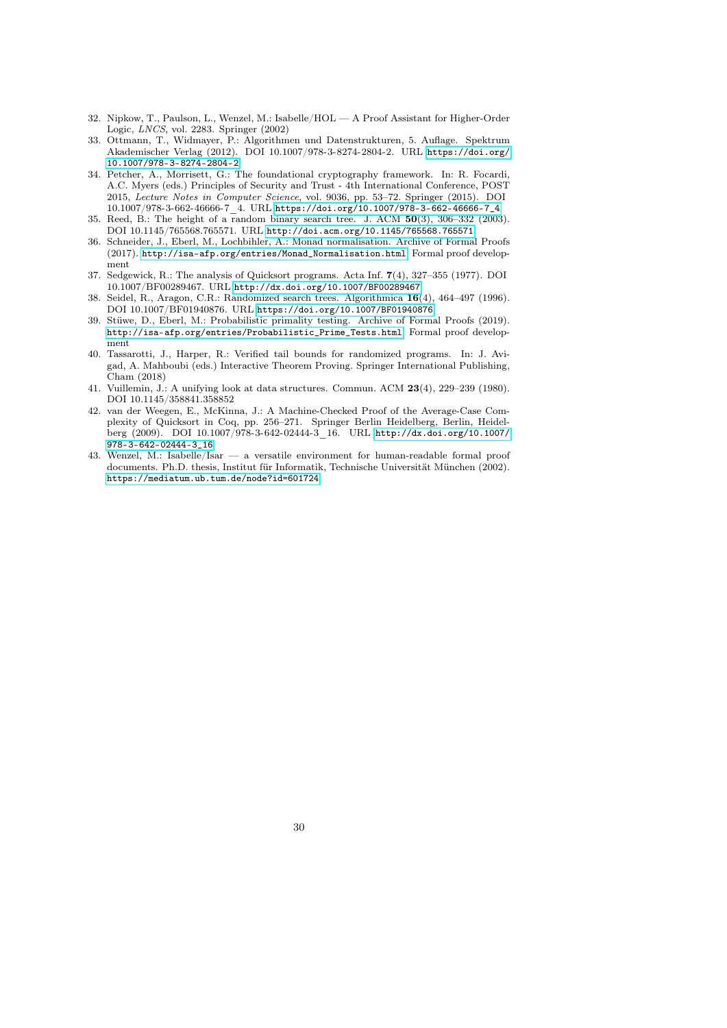32. Nipkow, T., Paulson, L., Wenzel, M.: Isabelle/HOL — A Proof Assistant for Higher-Order Logic, *LNCS*, vol. 2283. Springer (2002)
33. Ottmann, T., Widmayer, P.: Algorithmen und Datenstrukturen, 5. Auflage. Spektrum Akademischer Verlag (2012). DOI 10.1007/978-3-8274-2804-2. URL https://doi.org/10.1007/978-3-8274-2804-2
34. Petcher, A., Morrisett, G.: The foundational cryptography framework. In: R. Focardi, A.C. Myers (eds.) Principles of Security and Trust - 4th International Conference, POST 2015, *Lecture Notes in Computer Science*, vol. 9036, pp. 53–72. Springer (2015). DOI 10.1007/978-3-662-46666-7_4. URL https://doi.org/10.1007/978-3-662-46666-7_4
35. Reed, B.: The height of a random binary search tree. J. ACM **50**(3), 306–332 (2003). DOI 10.1145/765568.765571. URL http://doi.acm.org/10.1145/765568.765571
36. Schneider, J., Eberl, M., Lochbihler, A.: Monad normalisation. Archive of Formal Proofs (2017). http://isa-afp.org/entries/Monad_Normalisation.html, Formal proof development
37. Sedgewick, R.: The analysis of Quicksort programs. Acta Inf. **7**(4), 327–355 (1977). DOI 10.1007/BF00289467. URL http://dx.doi.org/10.1007/BF00289467
38. Seidel, R., Aragon, C.R.: Randomized search trees. Algorithmica **16**(4), 464–497 (1996). DOI 10.1007/BF01940876. URL https://doi.org/10.1007/BF01940876
39. Stüwe, D., Eberl, M.: Probabilistic primality testing. Archive of Formal Proofs (2019). http://isa-afp.org/entries/Probabilistic_Prime_Tests.html, Formal proof development
40. Tassarotti, J., Harper, R.: Verified tail bounds for randomized programs. In: J. Avigad, A. Mahboubi (eds.) Interactive Theorem Proving. Springer International Publishing, Cham (2018)
41. Vuillemin, J.: A unifying look at data structures. Commun. ACM **23**(4), 229–239 (1980). DOI 10.1145/358841.358852
42. van der Weegen, E., McKinna, J.: A Machine-Checked Proof of the Average-Case Complexity of Quicksort in Coq, pp. 256–271. Springer Berlin Heidelberg, Berlin, Heidelberg (2009). DOI 10.1007/978-3-642-02444-3_16. URL http://dx.doi.org/10.1007/978-3-642-02444-3_16
43. Wenzel, M.: Isabelle/Isar — a versatile environment for human-readable formal proof documents. Ph.D. thesis, Institut für Informatik, Technische Universität München (2002). https://mediatum.ub.tum.de/node?id=601724